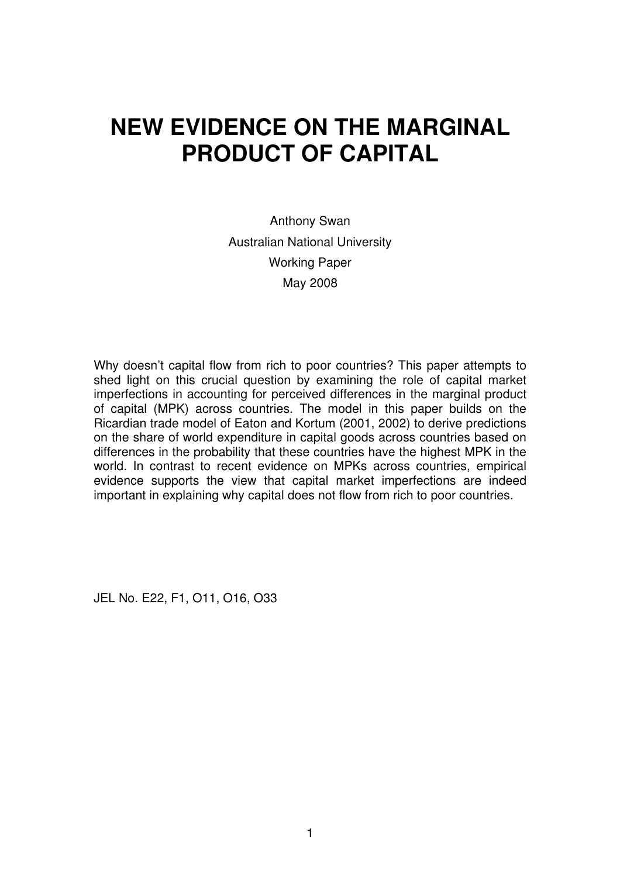# NEW EVIDENCE ON THE MARGINAL PRODUCT OF CAPITAL

Anthony Swan
Australian National University
Working Paper
May 2008

Why doesn't capital flow from rich to poor countries? This paper attempts to shed light on this crucial question by examining the role of capital market imperfections in accounting for perceived differences in the marginal product of capital (MPK) across countries. The model in this paper builds on the Ricardian trade model of Eaton and Kortum (2001, 2002) to derive predictions on the share of world expenditure in capital goods across countries based on differences in the probability that these countries have the highest MPK in the world. In contrast to recent evidence on MPKs across countries, empirical evidence supports the view that capital market imperfections are indeed important in explaining why capital does not flow from rich to poor countries.

JEL No. E22, F1, O11, O16, O33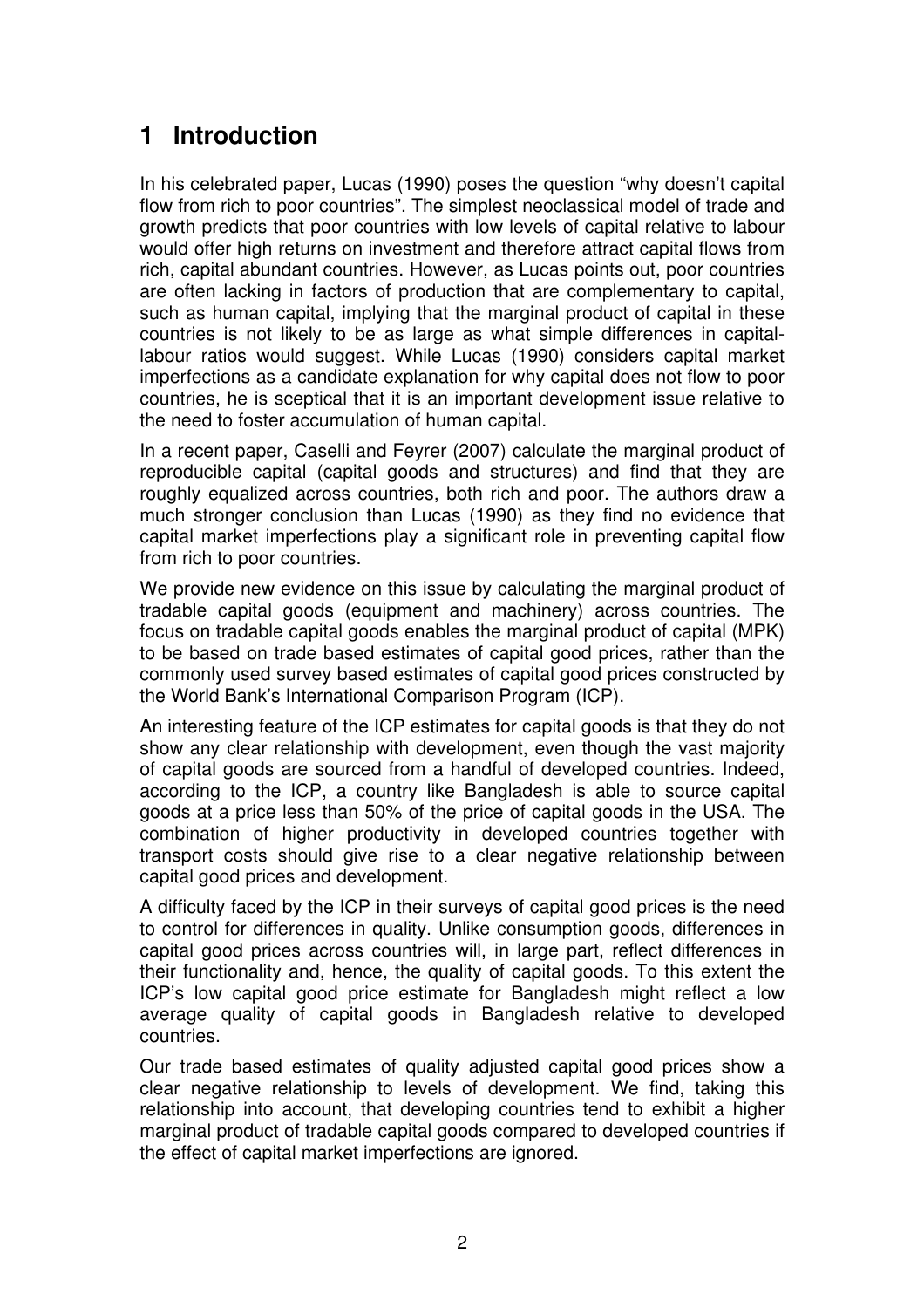# 1 Introduction

In his celebrated paper, Lucas (1990) poses the question "why doesn't capital flow from rich to poor countries". The simplest neoclassical model of trade and growth predicts that poor countries with low levels of capital relative to labour would offer high returns on investment and therefore attract capital flows from rich, capital abundant countries. However, as Lucas points out, poor countries are often lacking in factors of production that are complementary to capital, such as human capital, implying that the marginal product of capital in these countries is not likely to be as large as what simple differences in capital-labour ratios would suggest. While Lucas (1990) considers capital market imperfections as a candidate explanation for why capital does not flow to poor countries, he is sceptical that it is an important development issue relative to the need to foster accumulation of human capital.

In a recent paper, Caselli and Feyrer (2007) calculate the marginal product of reproducible capital (capital goods and structures) and find that they are roughly equalized across countries, both rich and poor. The authors draw a much stronger conclusion than Lucas (1990) as they find no evidence that capital market imperfections play a significant role in preventing capital flow from rich to poor countries.

We provide new evidence on this issue by calculating the marginal product of tradable capital goods (equipment and machinery) across countries. The focus on tradable capital goods enables the marginal product of capital (MPK) to be based on trade based estimates of capital good prices, rather than the commonly used survey based estimates of capital good prices constructed by the World Bank's International Comparison Program (ICP).

An interesting feature of the ICP estimates for capital goods is that they do not show any clear relationship with development, even though the vast majority of capital goods are sourced from a handful of developed countries. Indeed, according to the ICP, a country like Bangladesh is able to source capital goods at a price less than 50% of the price of capital goods in the USA. The combination of higher productivity in developed countries together with transport costs should give rise to a clear negative relationship between capital good prices and development.

A difficulty faced by the ICP in their surveys of capital good prices is the need to control for differences in quality. Unlike consumption goods, differences in capital good prices across countries will, in large part, reflect differences in their functionality and, hence, the quality of capital goods. To this extent the ICP's low capital good price estimate for Bangladesh might reflect a low average quality of capital goods in Bangladesh relative to developed countries.

Our trade based estimates of quality adjusted capital good prices show a clear negative relationship to levels of development. We find, taking this relationship into account, that developing countries tend to exhibit a higher marginal product of tradable capital goods compared to developed countries if the effect of capital market imperfections are ignored.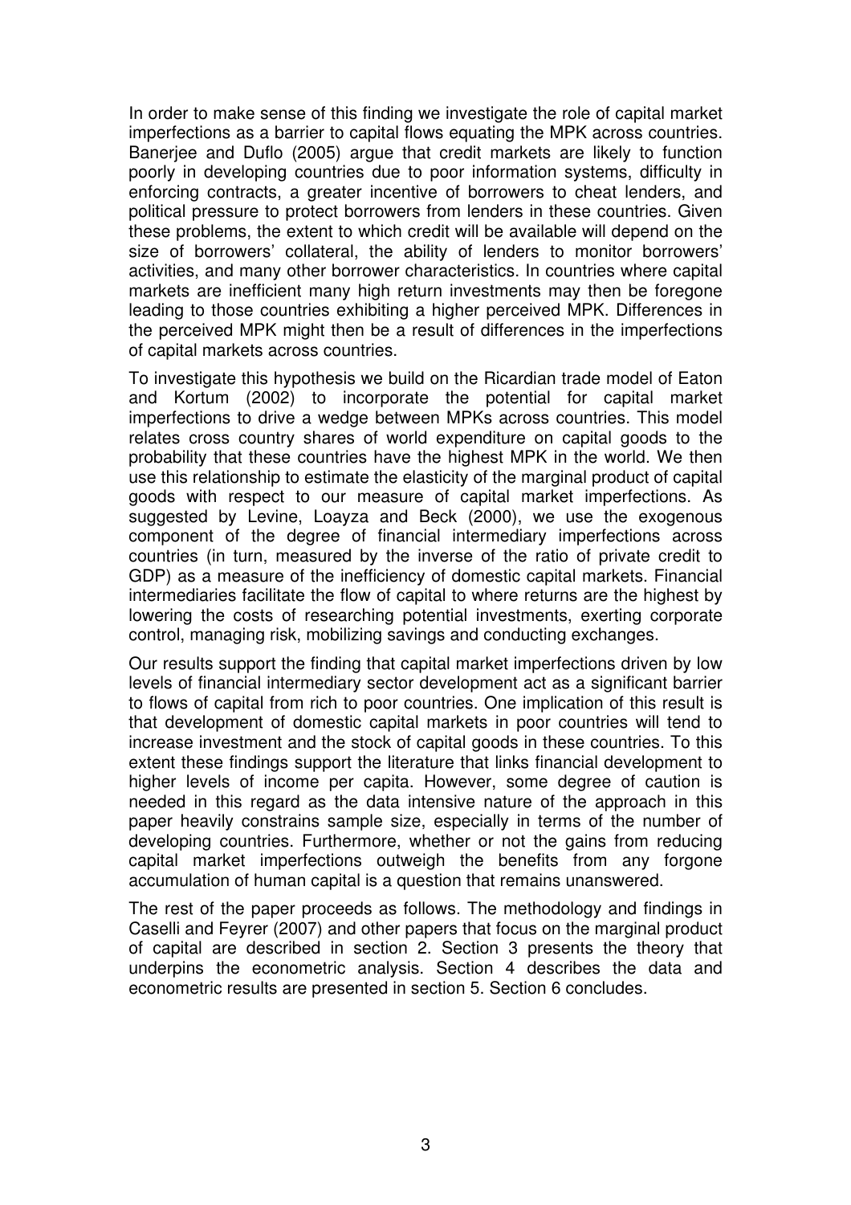In order to make sense of this finding we investigate the role of capital market imperfections as a barrier to capital flows equating the MPK across countries. Banerjee and Duflo (2005) argue that credit markets are likely to function poorly in developing countries due to poor information systems, difficulty in enforcing contracts, a greater incentive of borrowers to cheat lenders, and political pressure to protect borrowers from lenders in these countries. Given these problems, the extent to which credit will be available will depend on the size of borrowers' collateral, the ability of lenders to monitor borrowers' activities, and many other borrower characteristics. In countries where capital markets are inefficient many high return investments may then be foregone leading to those countries exhibiting a higher perceived MPK. Differences in the perceived MPK might then be a result of differences in the imperfections of capital markets across countries.

To investigate this hypothesis we build on the Ricardian trade model of Eaton and Kortum (2002) to incorporate the potential for capital market imperfections to drive a wedge between MPKs across countries. This model relates cross country shares of world expenditure on capital goods to the probability that these countries have the highest MPK in the world. We then use this relationship to estimate the elasticity of the marginal product of capital goods with respect to our measure of capital market imperfections. As suggested by Levine, Loayza and Beck (2000), we use the exogenous component of the degree of financial intermediary imperfections across countries (in turn, measured by the inverse of the ratio of private credit to GDP) as a measure of the inefficiency of domestic capital markets. Financial intermediaries facilitate the flow of capital to where returns are the highest by lowering the costs of researching potential investments, exerting corporate control, managing risk, mobilizing savings and conducting exchanges.

Our results support the finding that capital market imperfections driven by low levels of financial intermediary sector development act as a significant barrier to flows of capital from rich to poor countries. One implication of this result is that development of domestic capital markets in poor countries will tend to increase investment and the stock of capital goods in these countries. To this extent these findings support the literature that links financial development to higher levels of income per capita. However, some degree of caution is needed in this regard as the data intensive nature of the approach in this paper heavily constrains sample size, especially in terms of the number of developing countries. Furthermore, whether or not the gains from reducing capital market imperfections outweigh the benefits from any forgone accumulation of human capital is a question that remains unanswered.

The rest of the paper proceeds as follows. The methodology and findings in Caselli and Feyrer (2007) and other papers that focus on the marginal product of capital are described in section 2. Section 3 presents the theory that underpins the econometric analysis. Section 4 describes the data and econometric results are presented in section 5. Section 6 concludes.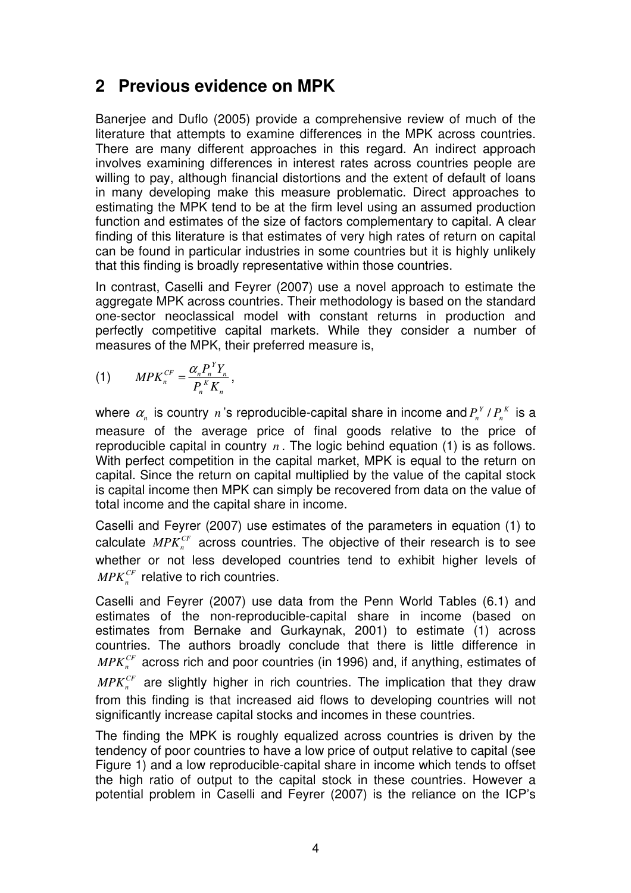## 2 Previous evidence on MPK

Banerjee and Duflo (2005) provide a comprehensive review of much of the literature that attempts to examine differences in the MPK across countries. There are many different approaches in this regard. An indirect approach involves examining differences in interest rates across countries people are willing to pay, although financial distortions and the extent of default of loans in many developing make this measure problematic. Direct approaches to estimating the MPK tend to be at the firm level using an assumed production function and estimates of the size of factors complementary to capital. A clear finding of this literature is that estimates of very high rates of return on capital can be found in particular industries in some countries but it is highly unlikely that this finding is broadly representative within those countries.

In contrast, Caselli and Feyrer (2007) use a novel approach to estimate the aggregate MPK across countries. Their methodology is based on the standard one-sector neoclassical model with constant returns in production and perfectly competitive capital markets. While they consider a number of measures of the MPK, their preferred measure is,

$$(1) \qquad MPK_n^{CF} = \frac{\alpha_n P_n^Y Y_n}{P_n^K K_n},$$

where $\alpha_n$ is country $n$'s reproducible-capital share in income and $P_n^Y / P_n^K$ is a measure of the average price of final goods relative to the price of reproducible capital in country $n$. The logic behind equation (1) is as follows. With perfect competition in the capital market, MPK is equal to the return on capital. Since the return on capital multiplied by the value of the capital stock is capital income then MPK can simply be recovered from data on the value of total income and the capital share in income.

Caselli and Feyrer (2007) use estimates of the parameters in equation (1) to calculate $MPK_n^{CF}$ across countries. The objective of their research is to see whether or not less developed countries tend to exhibit higher levels of $MPK_n^{CF}$ relative to rich countries.

Caselli and Feyrer (2007) use data from the Penn World Tables (6.1) and estimates of the non-reproducible-capital share in income (based on estimates from Bernake and Gurkaynak, 2001) to estimate (1) across countries. The authors broadly conclude that there is little difference in $MPK_n^{CF}$ across rich and poor countries (in 1996) and, if anything, estimates of $MPK_n^{CF}$ are slightly higher in rich countries. The implication that they draw from this finding is that increased aid flows to developing countries will not significantly increase capital stocks and incomes in these countries.

The finding the MPK is roughly equalized across countries is driven by the tendency of poor countries to have a low price of output relative to capital (see Figure 1) and a low reproducible-capital share in income which tends to offset the high ratio of output to the capital stock in these countries. However a potential problem in Caselli and Feyrer (2007) is the reliance on the ICP's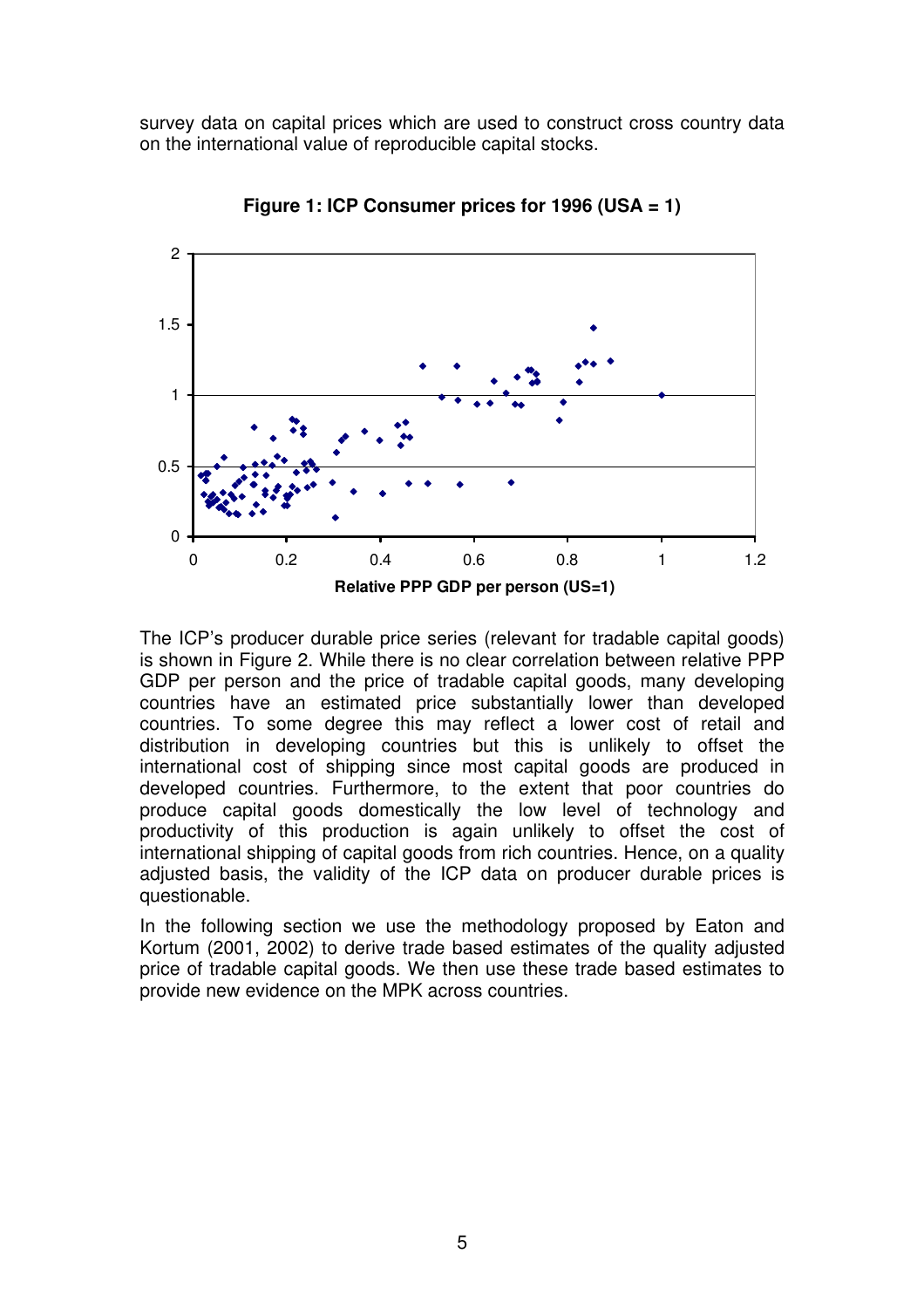survey data on capital prices which are used to construct cross country data on the international value of reproducible capital stocks.

**Figure 1: ICP Consumer prices for 1996 (USA = 1)**

The ICP's producer durable price series (relevant for tradable capital goods) is shown in Figure 2. While there is no clear correlation between relative PPP GDP per person and the price of tradable capital goods, many developing countries have an estimated price substantially lower than developed countries. To some degree this may reflect a lower cost of retail and distribution in developing countries but this is unlikely to offset the international cost of shipping since most capital goods are produced in developed countries. Furthermore, to the extent that poor countries do produce capital goods domestically the low level of technology and productivity of this production is again unlikely to offset the cost of international shipping of capital goods from rich countries. Hence, on a quality adjusted basis, the validity of the ICP data on producer durable prices is questionable.

In the following section we use the methodology proposed by Eaton and Kortum (2001, 2002) to derive trade based estimates of the quality adjusted price of tradable capital goods. We then use these trade based estimates to provide new evidence on the MPK across countries.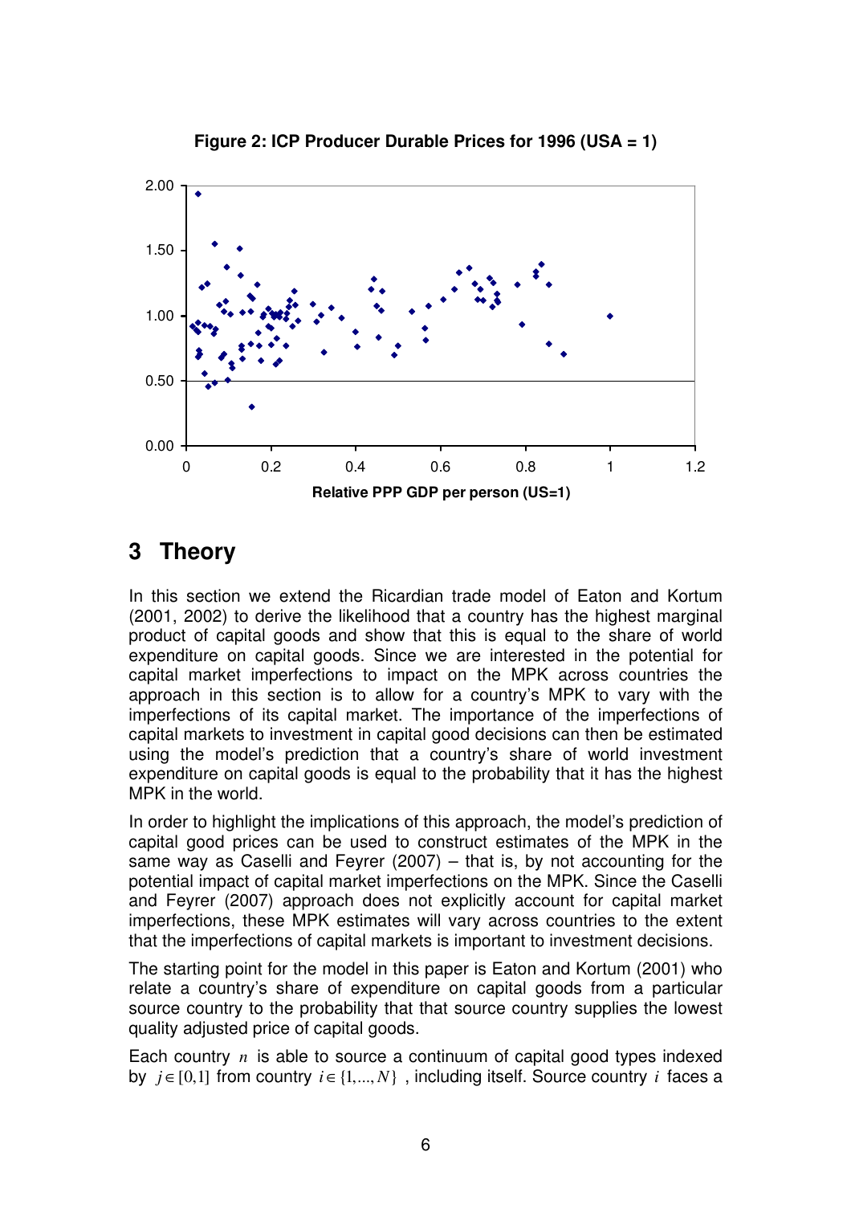**Figure 2: ICP Producer Durable Prices for 1996 (USA = 1)**

# 3 Theory

In this section we extend the Ricardian trade model of Eaton and Kortum (2001, 2002) to derive the likelihood that a country has the highest marginal product of capital goods and show that this is equal to the share of world expenditure on capital goods. Since we are interested in the potential for capital market imperfections to impact on the MPK across countries the approach in this section is to allow for a country's MPK to vary with the imperfections of its capital market. The importance of the imperfections of capital markets to investment in capital good decisions can then be estimated using the model's prediction that a country's share of world investment expenditure on capital goods is equal to the probability that it has the highest MPK in the world.

In order to highlight the implications of this approach, the model's prediction of capital good prices can be used to construct estimates of the MPK in the same way as Caselli and Feyrer (2007) – that is, by not accounting for the potential impact of capital market imperfections on the MPK. Since the Caselli and Feyrer (2007) approach does not explicitly account for capital market imperfections, these MPK estimates will vary across countries to the extent that the imperfections of capital markets is important to investment decisions.

The starting point for the model in this paper is Eaton and Kortum (2001) who relate a country's share of expenditure on capital goods from a particular source country to the probability that that source country supplies the lowest quality adjusted price of capital goods.

Each country $n$ is able to source a continuum of capital good types indexed by $j \in [0,1]$ from country $i \in \{1,...,N\}$, including itself. Source country $i$ faces a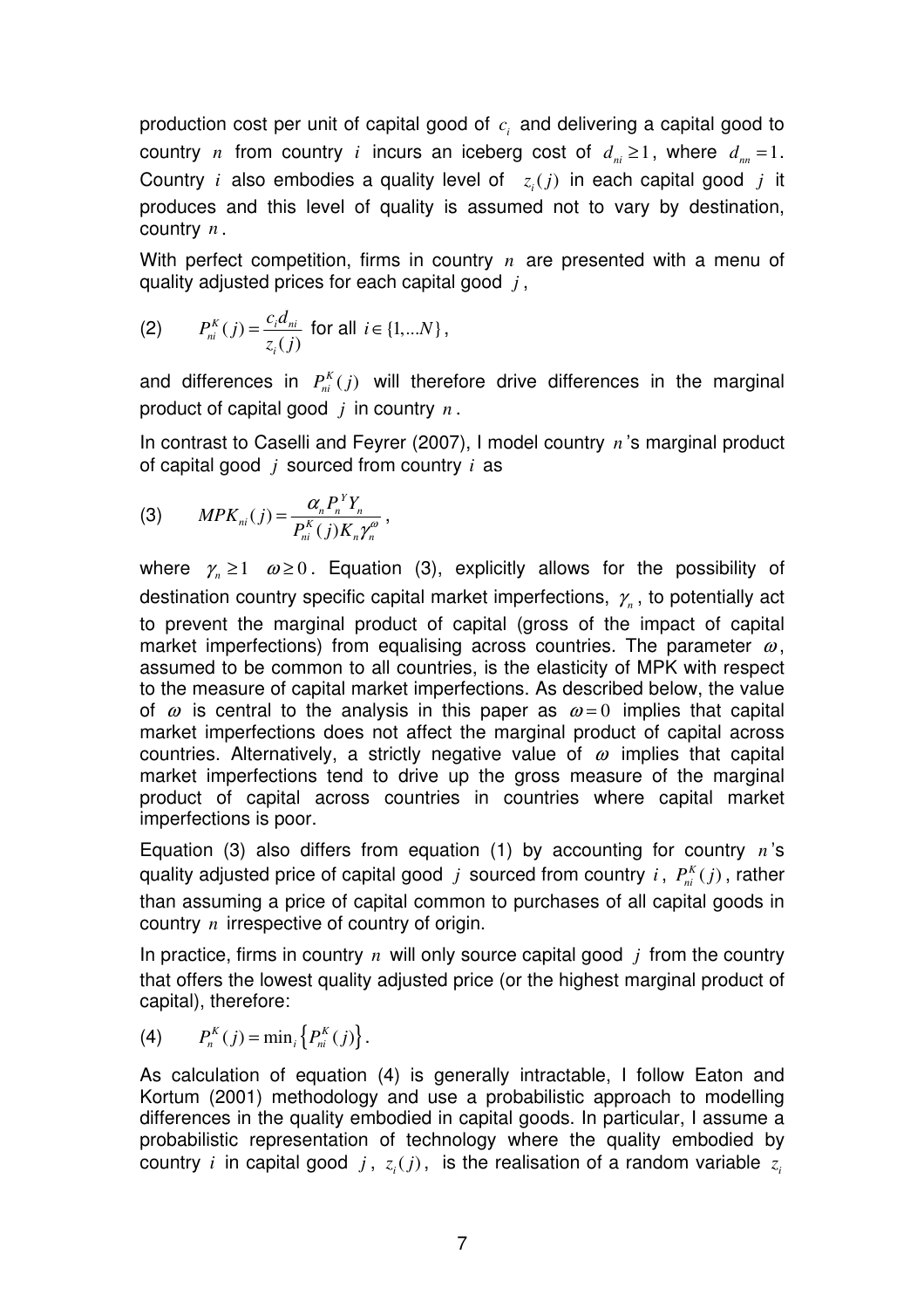production cost per unit of capital good of $c_i$ and delivering a capital good to country $n$ from country $i$ incurs an iceberg cost of $d_{ni} \geq 1$, where $d_{nn} = 1$. Country $i$ also embodies a quality level of $z_i(j)$ in each capital good $j$ it produces and this level of quality is assumed not to vary by destination, country $n$.

With perfect competition, firms in country $n$ are presented with a menu of quality adjusted prices for each capital good $j$,

$$(2) \qquad P_{ni}^K(j) = \frac{c_i d_{ni}}{z_i(j)} \text{ for all } i \in \{1,...N\},$$

and differences in $P_{ni}^K(j)$ will therefore drive differences in the marginal product of capital good $j$ in country $n$.

In contrast to Caselli and Feyrer (2007), I model country $n$'s marginal product of capital good $j$ sourced from country $i$ as

$$(3) \qquad MPK_{ni}(j) = \frac{\alpha_n P_n^Y Y_n}{P_{ni}^K(j) K_n \gamma_n^{\omega}},$$

where $\gamma_n \geq 1$ $\omega \geq 0$. Equation (3), explicitly allows for the possibility of destination country specific capital market imperfections, $\gamma_n$, to potentially act to prevent the marginal product of capital (gross of the impact of capital market imperfections) from equalising across countries. The parameter $\omega$, assumed to be common to all countries, is the elasticity of MPK with respect to the measure of capital market imperfections. As described below, the value of $\omega$ is central to the analysis in this paper as $\omega = 0$ implies that capital market imperfections does not affect the marginal product of capital across countries. Alternatively, a strictly negative value of $\omega$ implies that capital market imperfections tend to drive up the gross measure of the marginal product of capital across countries in countries where capital market imperfections is poor.

Equation (3) also differs from equation (1) by accounting for country $n$'s quality adjusted price of capital good $j$ sourced from country $i$, $P_{ni}^K(j)$, rather than assuming a price of capital common to purchases of all capital goods in country $n$ irrespective of country of origin.

In practice, firms in country $n$ will only source capital good $j$ from the country that offers the lowest quality adjusted price (or the highest marginal product of capital), therefore:

$$(4) \qquad P_n^K(j) = \min_i \left\{ P_{ni}^K(j) \right\}.$$

As calculation of equation (4) is generally intractable, I follow Eaton and Kortum (2001) methodology and use a probabilistic approach to modelling differences in the quality embodied in capital goods. In particular, I assume a probabilistic representation of technology where the quality embodied by country $i$ in capital good $j$, $z_i(j)$, is the realisation of a random variable $z_i$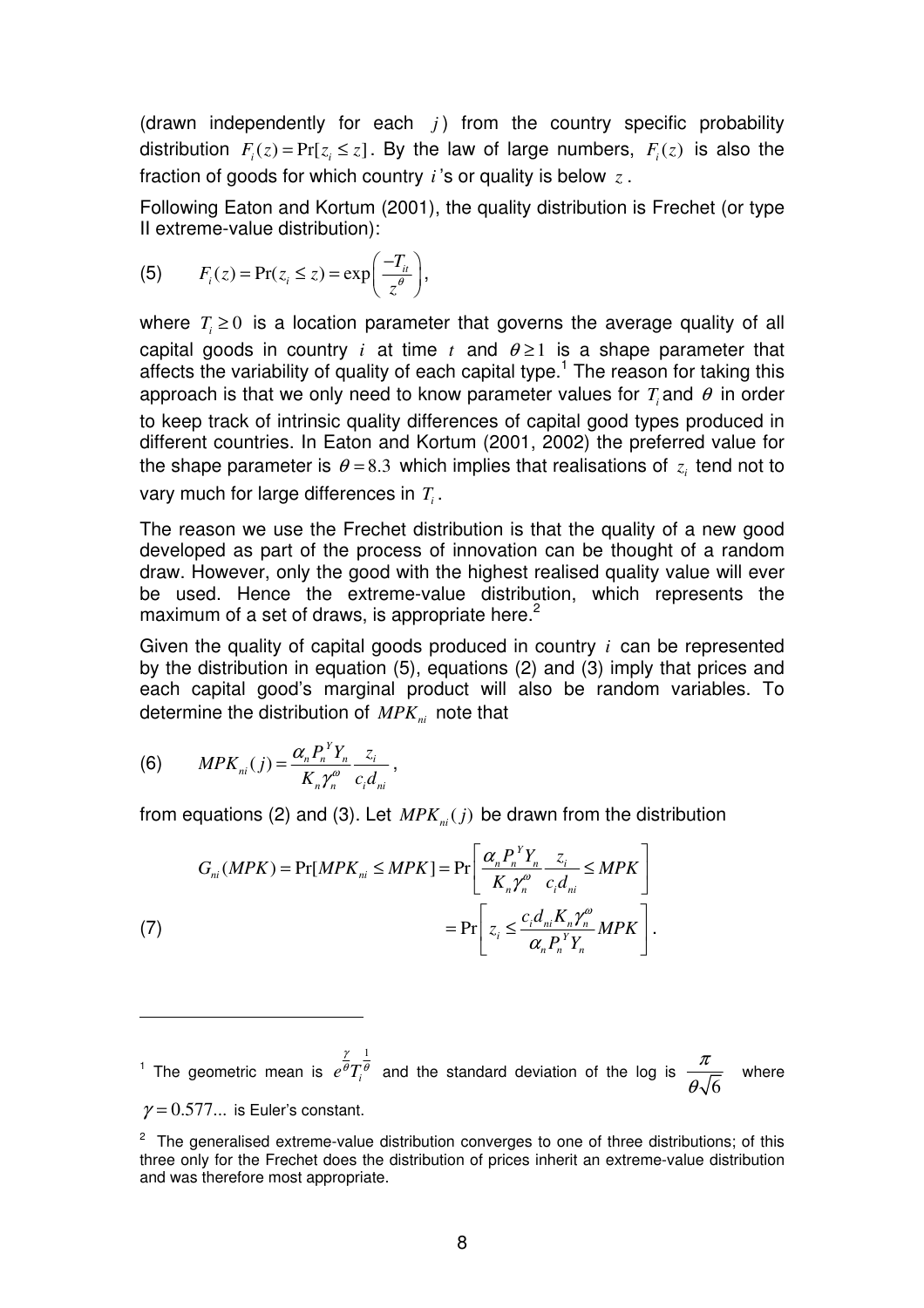(drawn independently for each $j$) from the country specific probability distribution $F_i(z) = \Pr[z_i \leq z]$. By the law of large numbers, $F_i(z)$ is also the fraction of goods for which country $i$'s or quality is below $z$.

Following Eaton and Kortum (2001), the quality distribution is Frechet (or type II extreme-value distribution):

$$(5) \qquad F_i(z) = \Pr(z_i \leq z) = \exp\left(\frac{-T_{it}}{z^{\theta}}\right),$$

where $T_i \geq 0$ is a location parameter that governs the average quality of all capital goods in country $i$ at time $t$ and $\theta \geq 1$ is a shape parameter that affects the variability of quality of each capital type.[1] The reason for taking this approach is that we only need to know parameter values for $T_i$ and $\theta$ in order to keep track of intrinsic quality differences of capital good types produced in different countries. In Eaton and Kortum (2001, 2002) the preferred value for the shape parameter is $\theta = 8.3$ which implies that realisations of $z_i$ tend not to vary much for large differences in $T_i$.

The reason we use the Frechet distribution is that the quality of a new good developed as part of the process of innovation can be thought of a random draw. However, only the good with the highest realised quality value will ever be used. Hence the extreme-value distribution, which represents the maximum of a set of draws, is appropriate here.[2]

Given the quality of capital goods produced in country $i$ can be represented by the distribution in equation (5), equations (2) and (3) imply that prices and each capital good's marginal product will also be random variables. To determine the distribution of $MPK_{ni}$ note that

$$(6) \qquad MPK_{ni}(j) = \frac{\alpha_n P_n^Y Y_n}{K_n \gamma_n^{\omega}} \frac{z_i}{c_i d_{ni}},$$

from equations (2) and (3). Let $MPK_{ni}(j)$ be drawn from the distribution

$$(7) \qquad \begin{aligned} G_{ni}(MPK) = \Pr[MPK_{ni} \leq MPK] &= \Pr\left[\frac{\alpha_n P_n^Y Y_n}{K_n \gamma_n^{\omega}} \frac{z_i}{c_i d_{ni}} \leq MPK\right] \\ &= \Pr\left[z_i \leq \frac{c_i d_{ni} K_n \gamma_n^{\omega}}{\alpha_n P_n^Y Y_n} MPK\right]. \end{aligned}$$

---

[1] The geometric mean is $e^{\frac{\gamma}{\theta}} T_i^{\frac{1}{\theta}}$ and the standard deviation of the log is $\dfrac{\pi}{\theta\sqrt{6}}$ where $\gamma = 0.577...$ is Euler's constant.

[2] The generalised extreme-value distribution converges to one of three distributions; of this three only for the Frechet does the distribution of prices inherit an extreme-value distribution and was therefore most appropriate.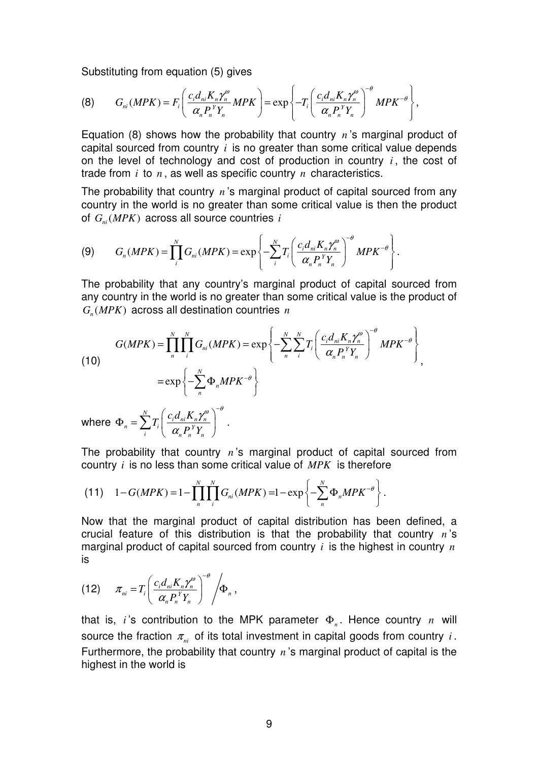Substituting from equation (5) gives

$$(8) \qquad G_{ni}(MPK) = F_i\left(\frac{c_i d_{ni} K_n \gamma_n^{\omega}}{\alpha_n P_n^Y Y_n} MPK\right) = \exp\left\{-T_i\left(\frac{c_i d_{ni} K_n \gamma_n^{\omega}}{\alpha_n P_n^Y Y_n}\right)^{-\theta} MPK^{-\theta}\right\},$$

Equation (8) shows how the probability that country $n$'s marginal product of capital sourced from country $i$ is no greater than some critical value depends on the level of technology and cost of production in country $i$, the cost of trade from $i$ to $n$, as well as specific country $n$ characteristics.

The probability that country $n$'s marginal product of capital sourced from any country in the world is no greater than some critical value is then the product of $G_{ni}(MPK)$ across all source countries $i$

$$(9) \qquad G_n(MPK) = \prod_i^N G_{ni}(MPK) = \exp\left\{-\sum_i^N T_i\left(\frac{c_i d_{ni} K_n \gamma_n^{\omega}}{\alpha_n P_n^Y Y_n}\right)^{-\theta} MPK^{-\theta}\right\}.$$

The probability that any country's marginal product of capital sourced from any country in the world is no greater than some critical value is the product of $G_n(MPK)$ across all destination countries $n$

$$(10) \qquad \begin{aligned} G(MPK) &= \prod_n^N \prod_i^N G_{ni}(MPK) = \exp\left\{-\sum_n^N \sum_i^N T_i\left(\frac{c_i d_{ni} K_n \gamma_n^{\omega}}{\alpha_n P_n^Y Y_n}\right)^{-\theta} MPK^{-\theta}\right\} \\ &= \exp\left\{-\sum_n^N \Phi_n MPK^{-\theta}\right\} \end{aligned},$$

where $\Phi_n = \sum_i^N T_i\left(\frac{c_i d_{ni} K_n \gamma_n^{\omega}}{\alpha_n P_n^Y Y_n}\right)^{-\theta}$.

The probability that country $n$'s marginal product of capital sourced from country $i$ is no less than some critical value of $MPK$ is therefore

$$(11) \qquad 1 - G(MPK) = 1 - \prod_n^N \prod_i^N G_{ni}(MPK) = 1 - \exp\left\{-\sum_n^N \Phi_n MPK^{-\theta}\right\}.$$

Now that the marginal product of capital distribution has been defined, a crucial feature of this distribution is that the probability that country $n$'s marginal product of capital sourced from country $i$ is the highest in country $n$ is

$$(12) \qquad \pi_{ni} = T_i\left(\frac{c_i d_{ni} K_n \gamma_n^{\omega}}{\alpha_n P_n^Y Y_n}\right)^{-\theta} \Big/ \Phi_n,$$

that is, $i$'s contribution to the MPK parameter $\Phi_n$. Hence country $n$ will source the fraction $\pi_{ni}$ of its total investment in capital goods from country $i$. Furthermore, the probability that country $n$'s marginal product of capital is the highest in the world is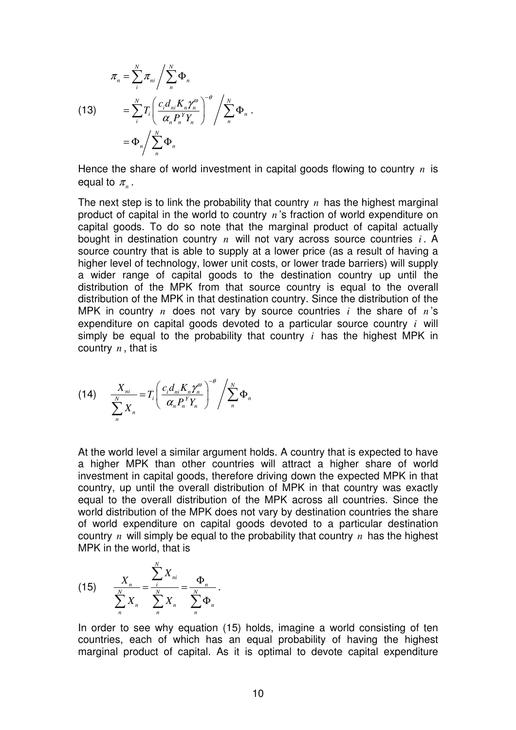$$
(13) \quad \begin{aligned}
\pi_n &= \sum_i^N \pi_{ni} \Big/ \sum_n^N \Phi_n \\
&= \sum_i^N T_i \left( \frac{c_i d_{ni} K_n \gamma_n^{\omega}}{\alpha_n P_n^Y Y_n} \right)^{-\theta} \Big/ \sum_n^N \Phi_n . \\
&= \Phi_n \Big/ \sum_n^N \Phi_n
\end{aligned}
$$

Hence the share of world investment in capital goods flowing to country $n$ is equal to $\pi_n$.

The next step is to link the probability that country $n$ has the highest marginal product of capital in the world to country $n$'s fraction of world expenditure on capital goods. To do so note that the marginal product of capital actually bought in destination country $n$ will not vary across source countries $i$. A source country that is able to supply at a lower price (as a result of having a higher level of technology, lower unit costs, or lower trade barriers) will supply a wider range of capital goods to the destination country up until the distribution of the MPK from that source country is equal to the overall distribution of the MPK in that destination country. Since the distribution of the MPK in country $n$ does not vary by source countries $i$ the share of $n$'s expenditure on capital goods devoted to a particular source country $i$ will simply be equal to the probability that country $i$ has the highest MPK in country $n$, that is

$$
(14) \quad \frac{X_{ni}}{\sum_n^N X_n} = T_i \left( \frac{c_i d_{ni} K_n \gamma_n^{\omega}}{\alpha_n P_n^Y Y_n} \right)^{-\theta} \Big/ \sum_n^N \Phi_n
$$

At the world level a similar argument holds. A country that is expected to have a higher MPK than other countries will attract a higher share of world investment in capital goods, therefore driving down the expected MPK in that country, up until the overall distribution of MPK in that country was exactly equal to the overall distribution of the MPK across all countries. Since the world distribution of the MPK does not vary by destination countries the share of world expenditure on capital goods devoted to a particular destination country $n$ will simply be equal to the probability that country $n$ has the highest MPK in the world, that is

$$
(15) \quad \frac{X_n}{\sum_n^N X_n} = \frac{\sum_i^N X_{ni}}{\sum_n^N X_n} = \frac{\Phi_n}{\sum_n^N \Phi_n} .
$$

In order to see why equation (15) holds, imagine a world consisting of ten countries, each of which has an equal probability of having the highest marginal product of capital. As it is optimal to devote capital expenditure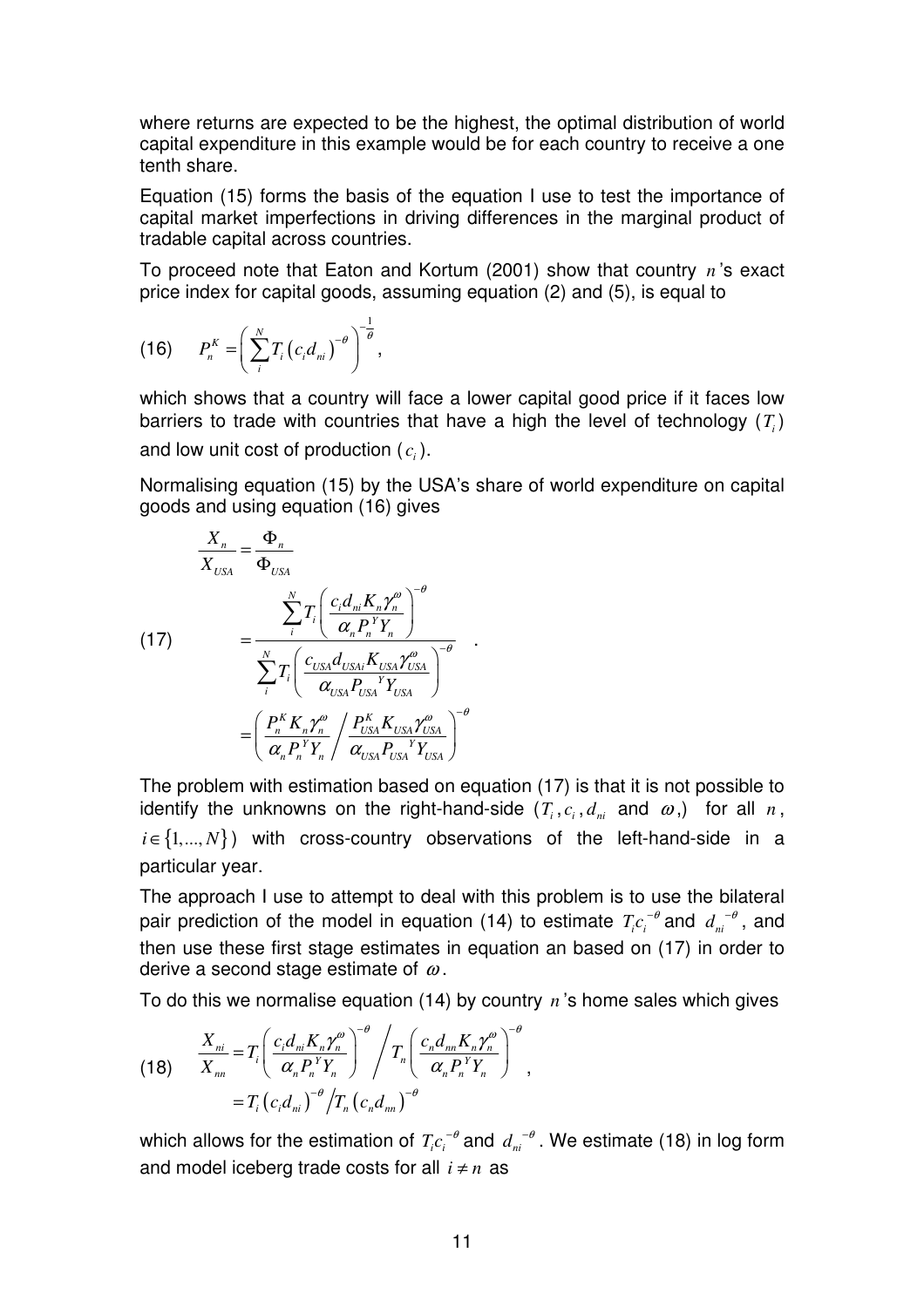where returns are expected to be the highest, the optimal distribution of world capital expenditure in this example would be for each country to receive a one tenth share.

Equation (15) forms the basis of the equation I use to test the importance of capital market imperfections in driving differences in the marginal product of tradable capital across countries.

To proceed note that Eaton and Kortum (2001) show that country $n$'s exact price index for capital goods, assuming equation (2) and (5), is equal to

$$
(16) \qquad P_n^K = \left( \sum_i^N T_i \left( c_i d_{ni} \right)^{-\theta} \right)^{-\frac{1}{\theta}},
$$

which shows that a country will face a lower capital good price if it faces low barriers to trade with countries that have a high the level of technology ($T_i$) and low unit cost of production ($c_i$).

Normalising equation (15) by the USA's share of world expenditure on capital goods and using equation (16) gives

$$
(17) \qquad \begin{aligned}
\frac{X_n}{X_{USA}} &= \frac{\Phi_n}{\Phi_{USA}} \\
&= \frac{\sum_i^N T_i \left( \dfrac{c_i d_{ni} K_n \gamma_n^{\omega}}{\alpha_n P_n^{\,Y} Y_n} \right)^{-\theta}}{\sum_i^N T_i \left( \dfrac{c_{USA} d_{USAi} K_{USA} \gamma_{USA}^{\omega}}{\alpha_{USA} P_{USA}^{\;\;Y} Y_{USA}} \right)^{-\theta}} \\
&= \left( \frac{P_n^K K_n \gamma_n^{\omega}}{\alpha_n P_n^{\,Y} Y_n} \bigg/ \frac{P_{USA}^K K_{USA} \gamma_{USA}^{\omega}}{\alpha_{USA} P_{USA}^{\;\;Y} Y_{USA}} \right)^{-\theta}
\end{aligned}
.
$$

The problem with estimation based on equation (17) is that it is not possible to identify the unknowns on the right-hand-side ($T_i, c_i, d_{ni}$ and $\omega$,) for all $n$, $i \in \{1, ..., N\}$) with cross-country observations of the left-hand-side in a particular year.

The approach I use to attempt to deal with this problem is to use the bilateral pair prediction of the model in equation (14) to estimate $T_i c_i^{-\theta}$ and $d_{ni}^{-\theta}$, and then use these first stage estimates in equation an based on (17) in order to derive a second stage estimate of $\omega$.

To do this we normalise equation (14) by country $n$'s home sales which gives

$$
(18) \qquad \begin{aligned}
\frac{X_{ni}}{X_{nn}} &= T_i \left( \frac{c_i d_{ni} K_n \gamma_n^{\omega}}{\alpha_n P_n^{\,Y} Y_n} \right)^{-\theta} \bigg/ T_n \left( \frac{c_n d_{nn} K_n \gamma_n^{\omega}}{\alpha_n P_n^{\,Y} Y_n} \right)^{-\theta} \\
&= T_i \left( c_i d_{ni} \right)^{-\theta} \big/ T_n \left( c_n d_{nn} \right)^{-\theta}
\end{aligned}
,
$$

which allows for the estimation of $T_i c_i^{-\theta}$ and $d_{ni}^{-\theta}$. We estimate (18) in log form and model iceberg trade costs for all $i \neq n$ as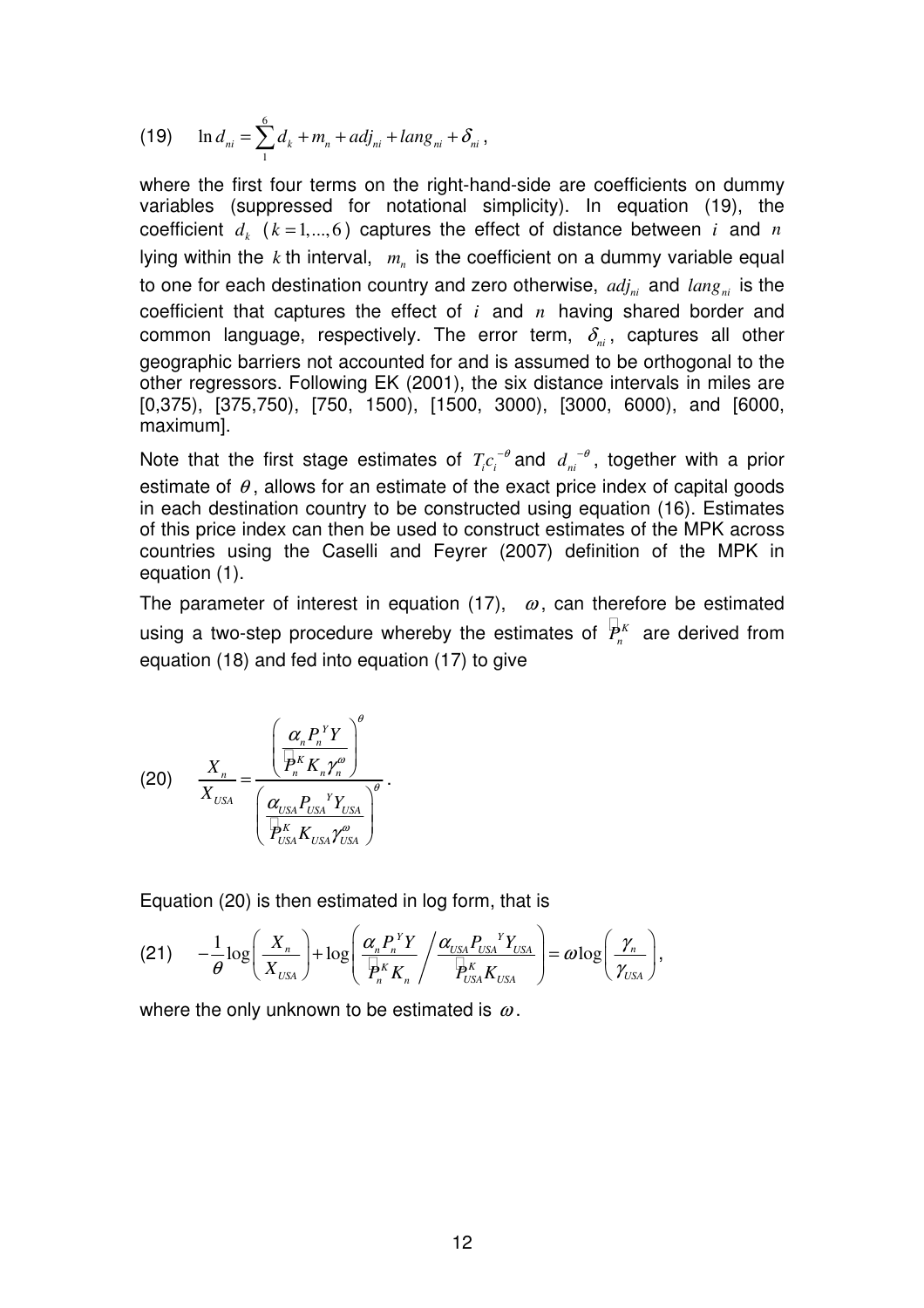$$\text{(19)} \quad \ln d_{ni} = \sum_{1}^{6} d_k + m_n + adj_{ni} + lang_{ni} + \delta_{ni},$$

where the first four terms on the right-hand-side are coefficients on dummy variables (suppressed for notational simplicity). In equation (19), the coefficient $d_k$ ($k = 1,...,6$) captures the effect of distance between $i$ and $n$ lying within the $k$ th interval, $m_n$ is the coefficient on a dummy variable equal to one for each destination country and zero otherwise, $adj_{ni}$ and $lang_{ni}$ is the coefficient that captures the effect of $i$ and $n$ having shared border and common language, respectively. The error term, $\delta_{ni}$, captures all other geographic barriers not accounted for and is assumed to be orthogonal to the other regressors. Following EK (2001), the six distance intervals in miles are [0,375), [375,750), [750, 1500), [1500, 3000), [3000, 6000), and [6000, maximum].

Note that the first stage estimates of $T_i c_i^{-\theta}$ and $d_{ni}^{-\theta}$, together with a prior estimate of $\theta$, allows for an estimate of the exact price index of capital goods in each destination country to be constructed using equation (16). Estimates of this price index can then be used to construct estimates of the MPK across countries using the Caselli and Feyrer (2007) definition of the MPK in equation (1).

The parameter of interest in equation (17), $\omega$, can therefore be estimated using a two-step procedure whereby the estimates of $\hat{P}_n^K$ are derived from equation (18) and fed into equation (17) to give

$$\text{(20)} \quad \frac{X_n}{X_{USA}} = \frac{\left( \dfrac{\alpha_n P_n^Y Y}{\hat{P}_n^K K_n \gamma_n^{\omega}} \right)^{\theta}}{\left( \dfrac{\alpha_{USA} P_{USA}{}^Y Y_{USA}}{\hat{P}_{USA}^K K_{USA} \gamma_{USA}^{\omega}} \right)^{\theta}}.$$

Equation (20) is then estimated in log form, that is

$$\text{(21)} \quad -\frac{1}{\theta} \log\left( \frac{X_n}{X_{USA}} \right) + \log\left( \frac{\alpha_n P_n^Y Y}{\hat{P}_n^K K_n} \bigg/ \frac{\alpha_{USA} P_{USA}{}^Y Y_{USA}}{\hat{P}_{USA}^K K_{USA}} \right) = \omega \log\left( \frac{\gamma_n}{\gamma_{USA}} \right),$$

where the only unknown to be estimated is $\omega$.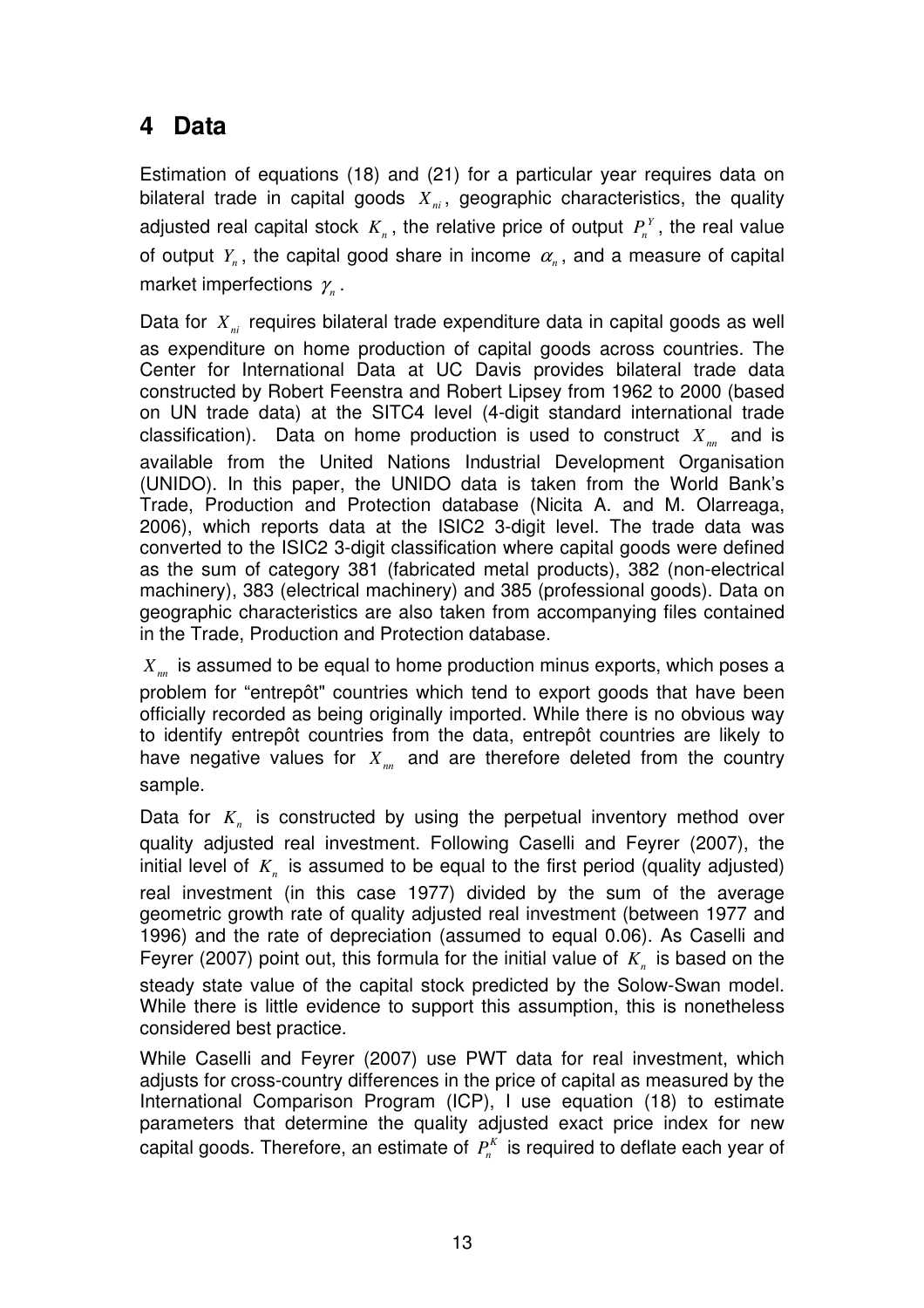# 4 Data

Estimation of equations (18) and (21) for a particular year requires data on bilateral trade in capital goods $X_{ni}$, geographic characteristics, the quality adjusted real capital stock $K_n$, the relative price of output $P_n^Y$, the real value of output $Y_n$, the capital good share in income $\alpha_n$, and a measure of capital market imperfections $\gamma_n$.

Data for $X_{ni}$ requires bilateral trade expenditure data in capital goods as well as expenditure on home production of capital goods across countries. The Center for International Data at UC Davis provides bilateral trade data constructed by Robert Feenstra and Robert Lipsey from 1962 to 2000 (based on UN trade data) at the SITC4 level (4-digit standard international trade classification). Data on home production is used to construct $X_{nn}$ and is available from the United Nations Industrial Development Organisation (UNIDO). In this paper, the UNIDO data is taken from the World Bank's Trade, Production and Protection database (Nicita A. and M. Olarreaga, 2006), which reports data at the ISIC2 3-digit level. The trade data was converted to the ISIC2 3-digit classification where capital goods were defined as the sum of category 381 (fabricated metal products), 382 (non-electrical machinery), 383 (electrical machinery) and 385 (professional goods). Data on geographic characteristics are also taken from accompanying files contained in the Trade, Production and Protection database.

$X_{nn}$ is assumed to be equal to home production minus exports, which poses a problem for "entrepôt" countries which tend to export goods that have been officially recorded as being originally imported. While there is no obvious way to identify entrepôt countries from the data, entrepôt countries are likely to have negative values for $X_{nn}$ and are therefore deleted from the country sample.

Data for $K_n$ is constructed by using the perpetual inventory method over quality adjusted real investment. Following Caselli and Feyrer (2007), the initial level of $K_n$ is assumed to be equal to the first period (quality adjusted) real investment (in this case 1977) divided by the sum of the average geometric growth rate of quality adjusted real investment (between 1977 and 1996) and the rate of depreciation (assumed to equal 0.06). As Caselli and Feyrer (2007) point out, this formula for the initial value of $K_n$ is based on the steady state value of the capital stock predicted by the Solow-Swan model. While there is little evidence to support this assumption, this is nonetheless considered best practice.

While Caselli and Feyrer (2007) use PWT data for real investment, which adjusts for cross-country differences in the price of capital as measured by the International Comparison Program (ICP), I use equation (18) to estimate parameters that determine the quality adjusted exact price index for new capital goods. Therefore, an estimate of $P_n^K$ is required to deflate each year of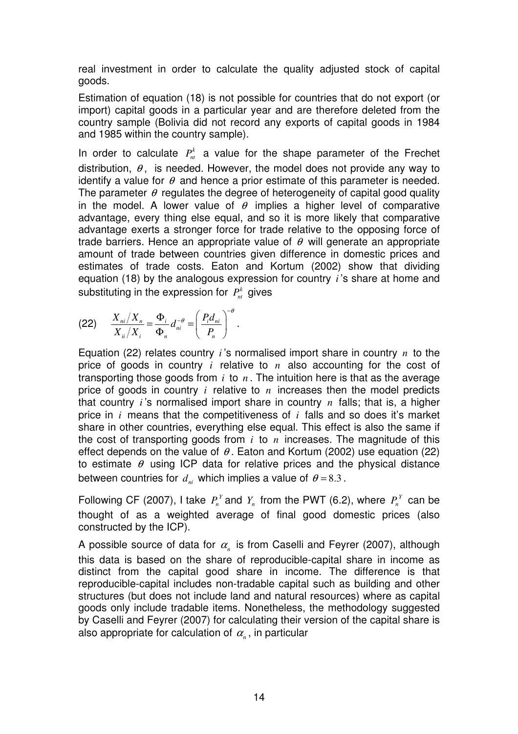real investment in order to calculate the quality adjusted stock of capital goods.

Estimation of equation (18) is not possible for countries that do not export (or import) capital goods in a particular year and are therefore deleted from the country sample (Bolivia did not record any exports of capital goods in 1984 and 1985 within the country sample).

In order to calculate $P_{nt}^{k}$ a value for the shape parameter of the Frechet distribution, $\theta$, is needed. However, the model does not provide any way to identify a value for $\theta$ and hence a prior estimate of this parameter is needed. The parameter $\theta$ regulates the degree of heterogeneity of capital good quality in the model. A lower value of $\theta$ implies a higher level of comparative advantage, every thing else equal, and so it is more likely that comparative advantage exerts a stronger force for trade relative to the opposing force of trade barriers. Hence an appropriate value of $\theta$ will generate an appropriate amount of trade between countries given difference in domestic prices and estimates of trade costs. Eaton and Kortum (2002) show that dividing equation (18) by the analogous expression for country $i$'s share at home and substituting in the expression for $P_{nt}^{k}$ gives

$$\text{(22)} \quad \frac{X_{ni}/X_{n}}{X_{ii}/X_{i}} = \frac{\Phi_{i}}{\Phi_{n}} d_{ni}^{-\theta} = \left( \frac{P_{i} d_{ni}}{P_{n}} \right)^{-\theta}.$$

Equation (22) relates country $i$'s normalised import share in country $n$ to the price of goods in country $i$ relative to $n$ also accounting for the cost of transporting those goods from $i$ to $n$. The intuition here is that as the average price of goods in country $i$ relative to $n$ increases then the model predicts that country $i$'s normalised import share in country $n$ falls; that is, a higher price in $i$ means that the competitiveness of $i$ falls and so does it's market share in other countries, everything else equal. This effect is also the same if the cost of transporting goods from $i$ to $n$ increases. The magnitude of this effect depends on the value of $\theta$. Eaton and Kortum (2002) use equation (22) to estimate $\theta$ using ICP data for relative prices and the physical distance between countries for $d_{ni}$ which implies a value of $\theta = 8.3$.

Following CF (2007), I take $P_{n}^{Y}$ and $Y_{n}$ from the PWT (6.2), where $P_{n}^{Y}$ can be thought of as a weighted average of final good domestic prices (also constructed by the ICP).

A possible source of data for $\alpha_{n}$ is from Caselli and Feyrer (2007), although this data is based on the share of reproducible-capital share in income as distinct from the capital good share in income. The difference is that reproducible-capital includes non-tradable capital such as building and other structures (but does not include land and natural resources) where as capital goods only include tradable items. Nonetheless, the methodology suggested by Caselli and Feyrer (2007) for calculating their version of the capital share is also appropriate for calculation of $\alpha_{n}$, in particular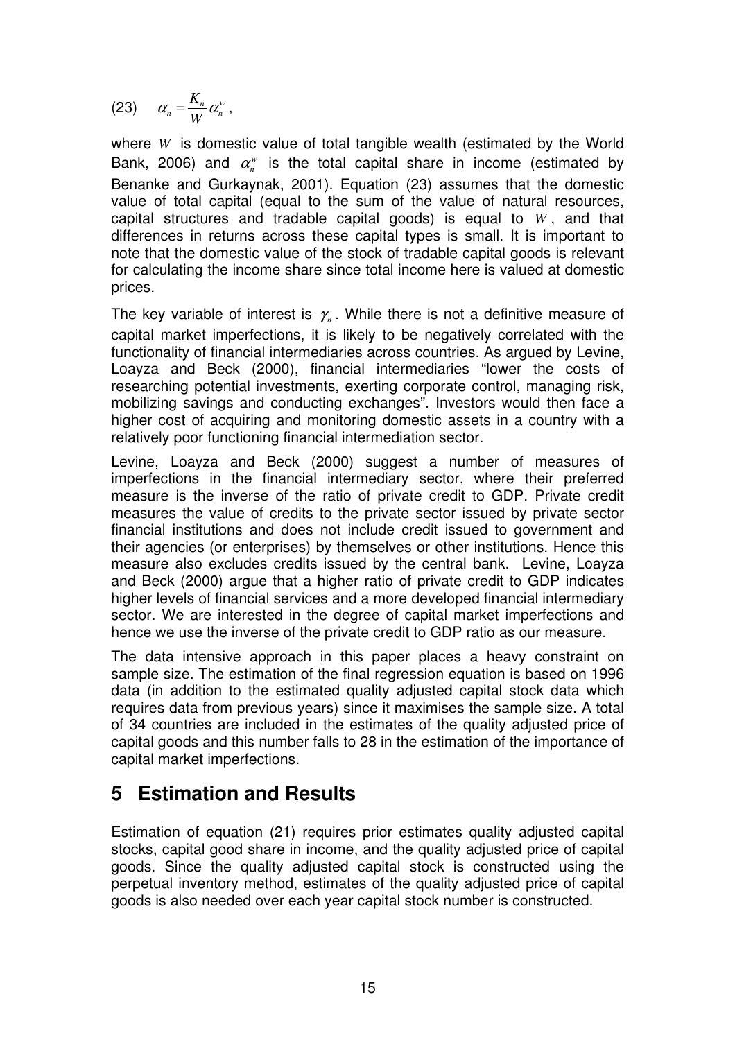$$\text{(23)} \quad \alpha_n = \frac{K_n}{W} \alpha_n^w ,$$

where $W$ is domestic value of total tangible wealth (estimated by the World Bank, 2006) and $\alpha_n^w$ is the total capital share in income (estimated by Benanke and Gurkaynak, 2001). Equation (23) assumes that the domestic value of total capital (equal to the sum of the value of natural resources, capital structures and tradable capital goods) is equal to $W$, and that differences in returns across these capital types is small. It is important to note that the domestic value of the stock of tradable capital goods is relevant for calculating the income share since total income here is valued at domestic prices.

The key variable of interest is $\gamma_n$. While there is not a definitive measure of capital market imperfections, it is likely to be negatively correlated with the functionality of financial intermediaries across countries. As argued by Levine, Loayza and Beck (2000), financial intermediaries "lower the costs of researching potential investments, exerting corporate control, managing risk, mobilizing savings and conducting exchanges". Investors would then face a higher cost of acquiring and monitoring domestic assets in a country with a relatively poor functioning financial intermediation sector.

Levine, Loayza and Beck (2000) suggest a number of measures of imperfections in the financial intermediary sector, where their preferred measure is the inverse of the ratio of private credit to GDP. Private credit measures the value of credits to the private sector issued by private sector financial institutions and does not include credit issued to government and their agencies (or enterprises) by themselves or other institutions. Hence this measure also excludes credits issued by the central bank. Levine, Loayza and Beck (2000) argue that a higher ratio of private credit to GDP indicates higher levels of financial services and a more developed financial intermediary sector. We are interested in the degree of capital market imperfections and hence we use the inverse of the private credit to GDP ratio as our measure.

The data intensive approach in this paper places a heavy constraint on sample size. The estimation of the final regression equation is based on 1996 data (in addition to the estimated quality adjusted capital stock data which requires data from previous years) since it maximises the sample size. A total of 34 countries are included in the estimates of the quality adjusted price of capital goods and this number falls to 28 in the estimation of the importance of capital market imperfections.

# 5 Estimation and Results

Estimation of equation (21) requires prior estimates quality adjusted capital stocks, capital good share in income, and the quality adjusted price of capital goods. Since the quality adjusted capital stock is constructed using the perpetual inventory method, estimates of the quality adjusted price of capital goods is also needed over each year capital stock number is constructed.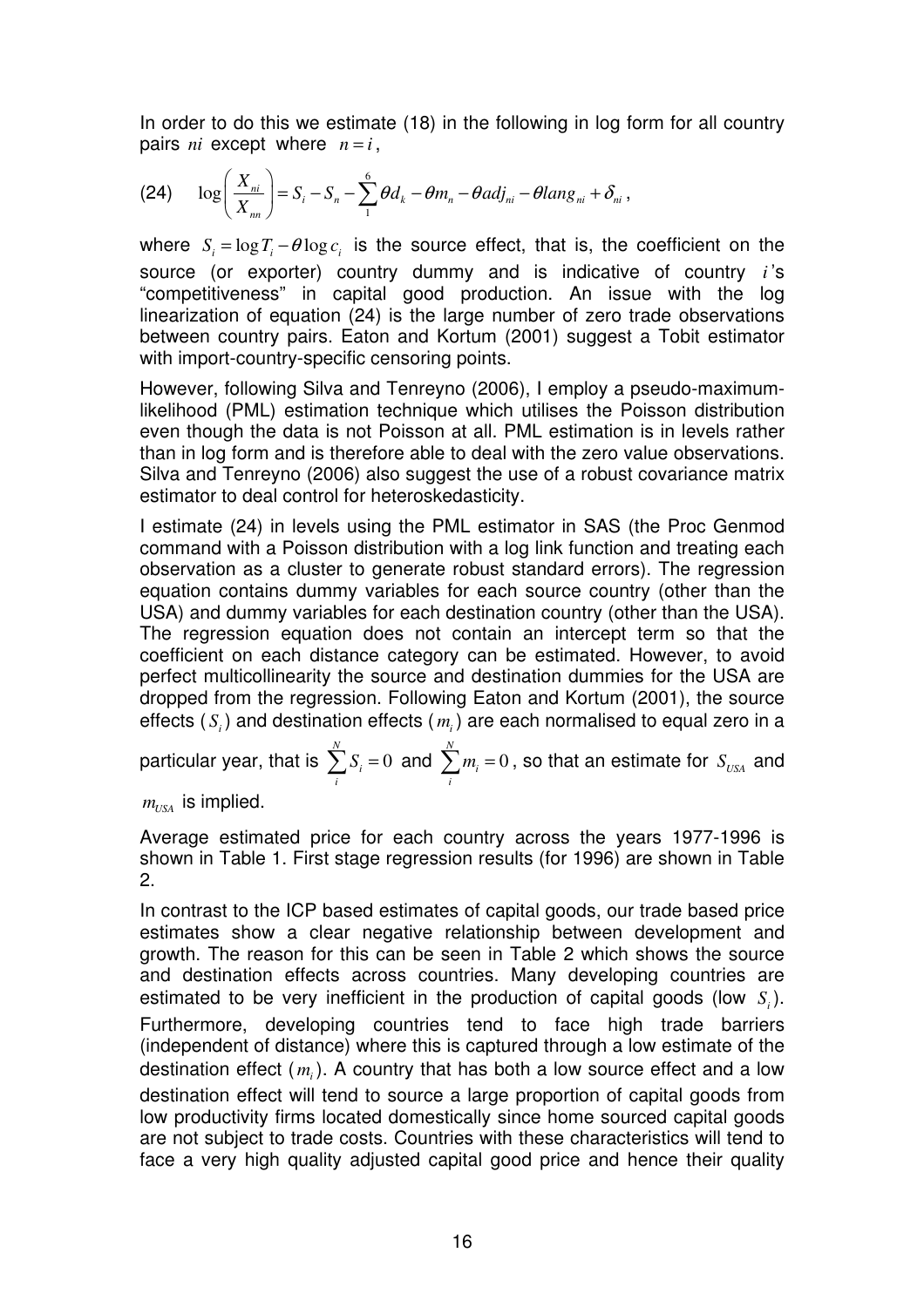In order to do this we estimate (18) in the following in log form for all country pairs $ni$ except where $n = i$,

$$\text{(24)} \quad \log\left(\frac{X_{ni}}{X_{nn}}\right) = S_i - S_n - \sum_{1}^{6} \theta d_k - \theta m_n - \theta adj_{ni} - \theta lang_{ni} + \delta_{ni},$$

where $S_i = \log T_i - \theta \log c_i$ is the source effect, that is, the coefficient on the source (or exporter) country dummy and is indicative of country $i$'s "competitiveness" in capital good production. An issue with the log linearization of equation (24) is the large number of zero trade observations between country pairs. Eaton and Kortum (2001) suggest a Tobit estimator with import-country-specific censoring points.

However, following Silva and Tenreyno (2006), I employ a pseudo-maximum-likelihood (PML) estimation technique which utilises the Poisson distribution even though the data is not Poisson at all. PML estimation is in levels rather than in log form and is therefore able to deal with the zero value observations. Silva and Tenreyno (2006) also suggest the use of a robust covariance matrix estimator to deal control for heteroskedasticity.

I estimate (24) in levels using the PML estimator in SAS (the Proc Genmod command with a Poisson distribution with a log link function and treating each observation as a cluster to generate robust standard errors). The regression equation contains dummy variables for each source country (other than the USA) and dummy variables for each destination country (other than the USA). The regression equation does not contain an intercept term so that the coefficient on each distance category can be estimated. However, to avoid perfect multicollinearity the source and destination dummies for the USA are dropped from the regression. Following Eaton and Kortum (2001), the source effects ($S_i$) and destination effects ($m_i$) are each normalised to equal zero in a particular year, that is $\sum_{i}^{N} S_i = 0$ and $\sum_{i}^{N} m_i = 0$, so that an estimate for $S_{USA}$ and $m_{USA}$ is implied.

Average estimated price for each country across the years 1977-1996 is shown in Table 1. First stage regression results (for 1996) are shown in Table 2.

In contrast to the ICP based estimates of capital goods, our trade based price estimates show a clear negative relationship between development and growth. The reason for this can be seen in Table 2 which shows the source and destination effects across countries. Many developing countries are estimated to be very inefficient in the production of capital goods (low $S_i$). Furthermore, developing countries tend to face high trade barriers (independent of distance) where this is captured through a low estimate of the destination effect ($m_i$). A country that has both a low source effect and a low destination effect will tend to source a large proportion of capital goods from low productivity firms located domestically since home sourced capital goods are not subject to trade costs. Countries with these characteristics will tend to face a very high quality adjusted capital good price and hence their quality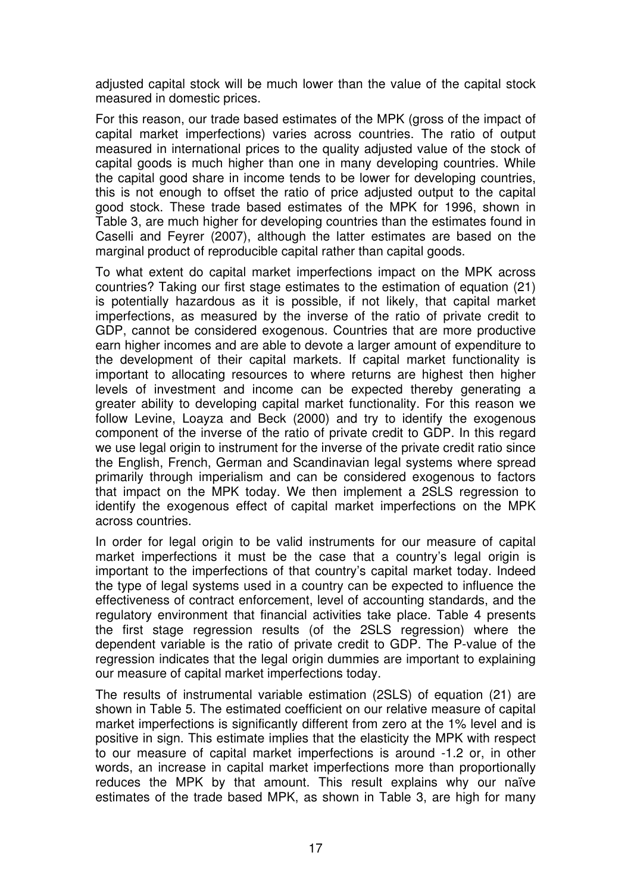adjusted capital stock will be much lower than the value of the capital stock measured in domestic prices.

For this reason, our trade based estimates of the MPK (gross of the impact of capital market imperfections) varies across countries. The ratio of output measured in international prices to the quality adjusted value of the stock of capital goods is much higher than one in many developing countries. While the capital good share in income tends to be lower for developing countries, this is not enough to offset the ratio of price adjusted output to the capital good stock. These trade based estimates of the MPK for 1996, shown in Table 3, are much higher for developing countries than the estimates found in Caselli and Feyrer (2007), although the latter estimates are based on the marginal product of reproducible capital rather than capital goods.

To what extent do capital market imperfections impact on the MPK across countries? Taking our first stage estimates to the estimation of equation (21) is potentially hazardous as it is possible, if not likely, that capital market imperfections, as measured by the inverse of the ratio of private credit to GDP, cannot be considered exogenous. Countries that are more productive earn higher incomes and are able to devote a larger amount of expenditure to the development of their capital markets. If capital market functionality is important to allocating resources to where returns are highest then higher levels of investment and income can be expected thereby generating a greater ability to developing capital market functionality. For this reason we follow Levine, Loayza and Beck (2000) and try to identify the exogenous component of the inverse of the ratio of private credit to GDP. In this regard we use legal origin to instrument for the inverse of the private credit ratio since the English, French, German and Scandinavian legal systems where spread primarily through imperialism and can be considered exogenous to factors that impact on the MPK today. We then implement a 2SLS regression to identify the exogenous effect of capital market imperfections on the MPK across countries.

In order for legal origin to be valid instruments for our measure of capital market imperfections it must be the case that a country's legal origin is important to the imperfections of that country's capital market today. Indeed the type of legal systems used in a country can be expected to influence the effectiveness of contract enforcement, level of accounting standards, and the regulatory environment that financial activities take place. Table 4 presents the first stage regression results (of the 2SLS regression) where the dependent variable is the ratio of private credit to GDP. The P-value of the regression indicates that the legal origin dummies are important to explaining our measure of capital market imperfections today.

The results of instrumental variable estimation (2SLS) of equation (21) are shown in Table 5. The estimated coefficient on our relative measure of capital market imperfections is significantly different from zero at the 1% level and is positive in sign. This estimate implies that the elasticity the MPK with respect to our measure of capital market imperfections is around -1.2 or, in other words, an increase in capital market imperfections more than proportionally reduces the MPK by that amount. This result explains why our naïve estimates of the trade based MPK, as shown in Table 3, are high for many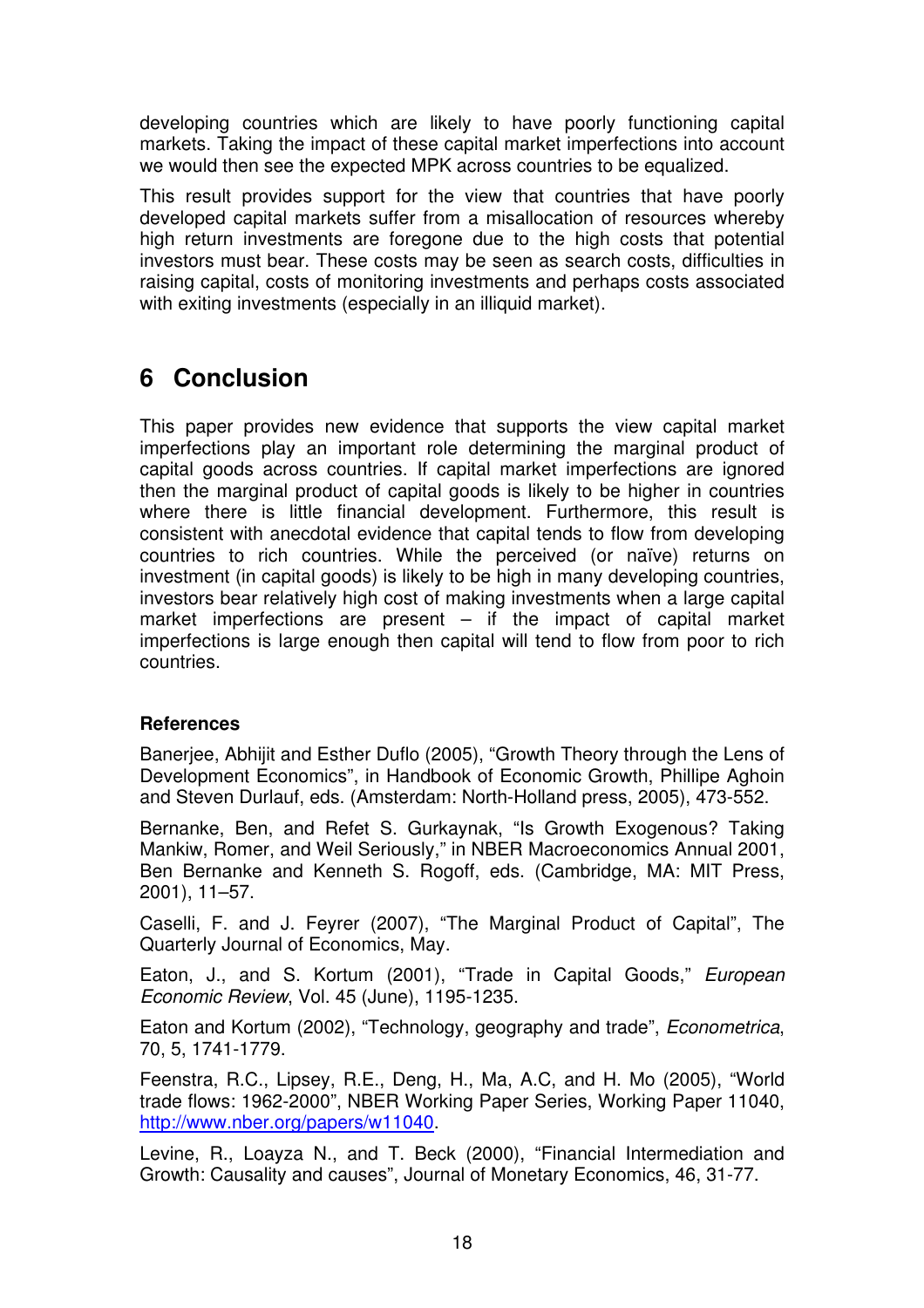developing countries which are likely to have poorly functioning capital markets. Taking the impact of these capital market imperfections into account we would then see the expected MPK across countries to be equalized.

This result provides support for the view that countries that have poorly developed capital markets suffer from a misallocation of resources whereby high return investments are foregone due to the high costs that potential investors must bear. These costs may be seen as search costs, difficulties in raising capital, costs of monitoring investments and perhaps costs associated with exiting investments (especially in an illiquid market).

# 6 Conclusion

This paper provides new evidence that supports the view capital market imperfections play an important role determining the marginal product of capital goods across countries. If capital market imperfections are ignored then the marginal product of capital goods is likely to be higher in countries where there is little financial development. Furthermore, this result is consistent with anecdotal evidence that capital tends to flow from developing countries to rich countries. While the perceived (or naïve) returns on investment (in capital goods) is likely to be high in many developing countries, investors bear relatively high cost of making investments when a large capital market imperfections are present – if the impact of capital market imperfections is large enough then capital will tend to flow from poor to rich countries.

**References**

Banerjee, Abhijit and Esther Duflo (2005), "Growth Theory through the Lens of Development Economics", in Handbook of Economic Growth, Phillipe Aghoin and Steven Durlauf, eds. (Amsterdam: North-Holland press, 2005), 473-552.

Bernanke, Ben, and Refet S. Gurkaynak, "Is Growth Exogenous? Taking Mankiw, Romer, and Weil Seriously," in NBER Macroeconomics Annual 2001, Ben Bernanke and Kenneth S. Rogoff, eds. (Cambridge, MA: MIT Press, 2001), 11–57.

Caselli, F. and J. Feyrer (2007), "The Marginal Product of Capital", The Quarterly Journal of Economics, May.

Eaton, J., and S. Kortum (2001), "Trade in Capital Goods," *European Economic Review*, Vol. 45 (June), 1195-1235.

Eaton and Kortum (2002), "Technology, geography and trade", *Econometrica*, 70, 5, 1741-1779.

Feenstra, R.C., Lipsey, R.E., Deng, H., Ma, A.C, and H. Mo (2005), "World trade flows: 1962-2000", NBER Working Paper Series, Working Paper 11040, http://www.nber.org/papers/w11040.

Levine, R., Loayza N., and T. Beck (2000), "Financial Intermediation and Growth: Causality and causes", Journal of Monetary Economics, 46, 31-77.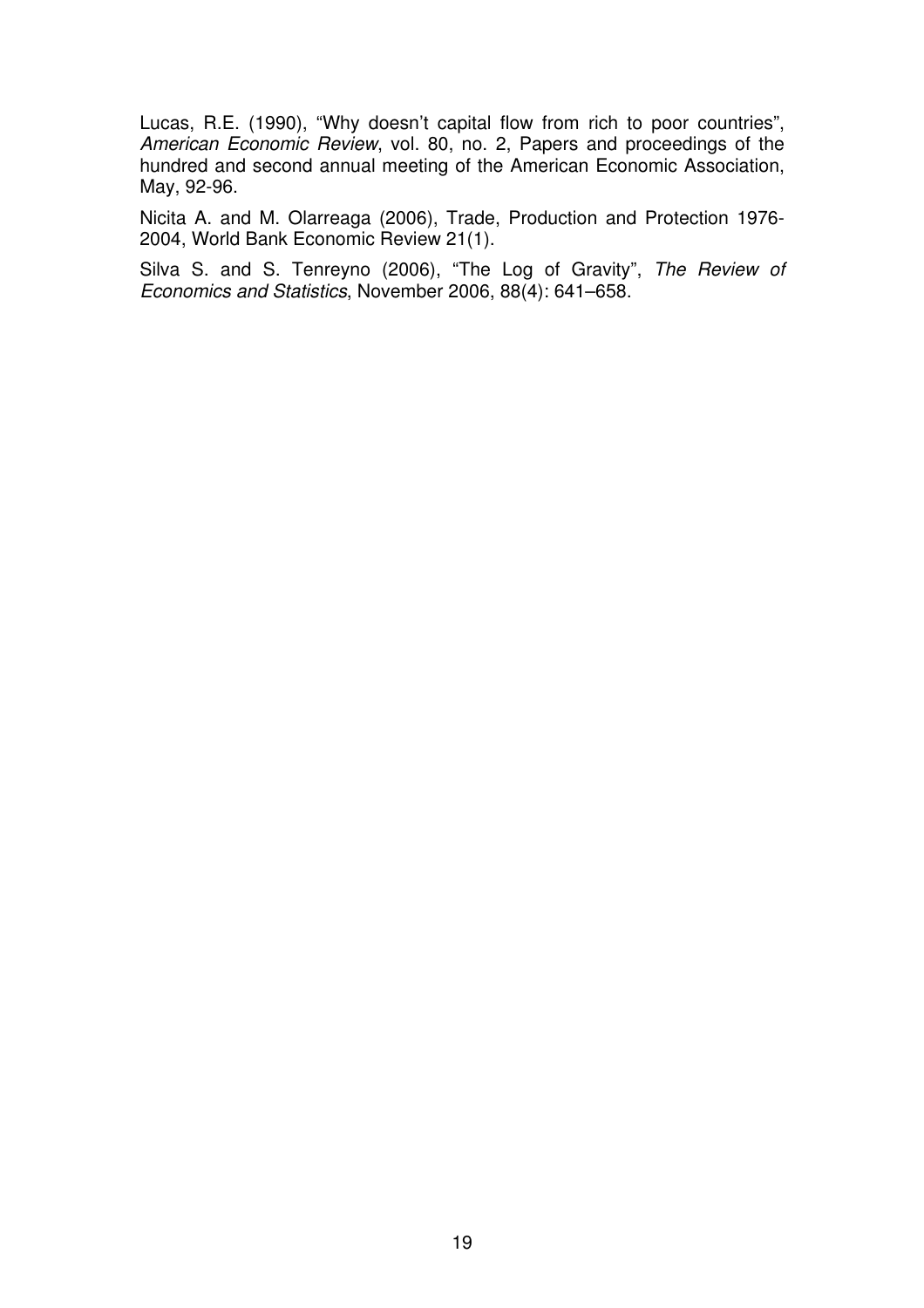Lucas, R.E. (1990), "Why doesn't capital flow from rich to poor countries", *American Economic Review*, vol. 80, no. 2, Papers and proceedings of the hundred and second annual meeting of the American Economic Association, May, 92-96.

Nicita A. and M. Olarreaga (2006), Trade, Production and Protection 1976-2004, World Bank Economic Review 21(1).

Silva S. and S. Tenreyno (2006), "The Log of Gravity", *The Review of Economics and Statistics*, November 2006, 88(4): 641–658.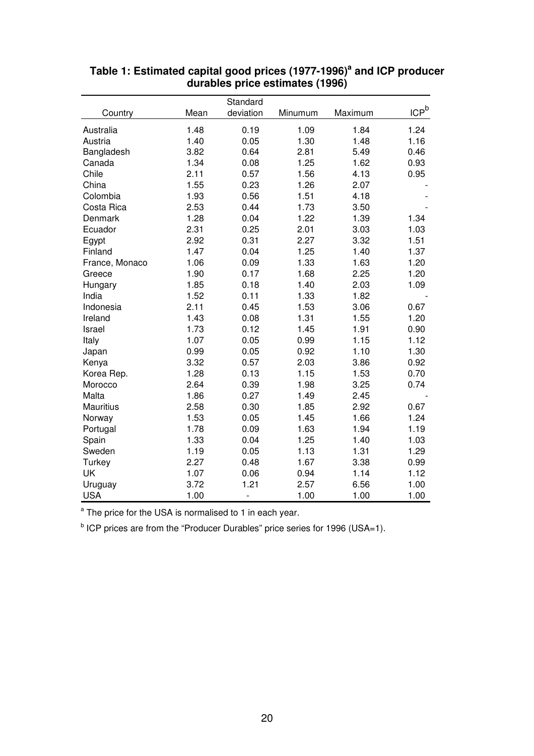**Table 1: Estimated capital good prices (1977-1996)[a] and ICP producer durables price estimates (1996)**

| Country | Mean | Standard deviation | Minumum | Maximum | ICP[b] |
|---|---|---|---|---|---|
| Australia | 1.48 | 0.19 | 1.09 | 1.84 | 1.24 |
| Austria | 1.40 | 0.05 | 1.30 | 1.48 | 1.16 |
| Bangladesh | 3.82 | 0.64 | 2.81 | 5.49 | 0.46 |
| Canada | 1.34 | 0.08 | 1.25 | 1.62 | 0.93 |
| Chile | 2.11 | 0.57 | 1.56 | 4.13 | 0.95 |
| China | 1.55 | 0.23 | 1.26 | 2.07 | - |
| Colombia | 1.93 | 0.56 | 1.51 | 4.18 | - |
| Costa Rica | 2.53 | 0.44 | 1.73 | 3.50 | - |
| Denmark | 1.28 | 0.04 | 1.22 | 1.39 | 1.34 |
| Ecuador | 2.31 | 0.25 | 2.01 | 3.03 | 1.03 |
| Egypt | 2.92 | 0.31 | 2.27 | 3.32 | 1.51 |
| Finland | 1.47 | 0.04 | 1.25 | 1.40 | 1.37 |
| France, Monaco | 1.06 | 0.09 | 1.33 | 1.63 | 1.20 |
| Greece | 1.90 | 0.17 | 1.68 | 2.25 | 1.20 |
| Hungary | 1.85 | 0.18 | 1.40 | 2.03 | 1.09 |
| India | 1.52 | 0.11 | 1.33 | 1.82 | - |
| Indonesia | 2.11 | 0.45 | 1.53 | 3.06 | 0.67 |
| Ireland | 1.43 | 0.08 | 1.31 | 1.55 | 1.20 |
| Israel | 1.73 | 0.12 | 1.45 | 1.91 | 0.90 |
| Italy | 1.07 | 0.05 | 0.99 | 1.15 | 1.12 |
| Japan | 0.99 | 0.05 | 0.92 | 1.10 | 1.30 |
| Kenya | 3.32 | 0.57 | 2.03 | 3.86 | 0.92 |
| Korea Rep. | 1.28 | 0.13 | 1.15 | 1.53 | 0.70 |
| Morocco | 2.64 | 0.39 | 1.98 | 3.25 | 0.74 |
| Malta | 1.86 | 0.27 | 1.49 | 2.45 | - |
| Mauritius | 2.58 | 0.30 | 1.85 | 2.92 | 0.67 |
| Norway | 1.53 | 0.05 | 1.45 | 1.66 | 1.24 |
| Portugal | 1.78 | 0.09 | 1.63 | 1.94 | 1.19 |
| Spain | 1.33 | 0.04 | 1.25 | 1.40 | 1.03 |
| Sweden | 1.19 | 0.05 | 1.13 | 1.31 | 1.29 |
| Turkey | 2.27 | 0.48 | 1.67 | 3.38 | 0.99 |
| UK | 1.07 | 0.06 | 0.94 | 1.14 | 1.12 |
| Uruguay | 3.72 | 1.21 | 2.57 | 6.56 | 1.00 |
| USA | 1.00 | - | 1.00 | 1.00 | 1.00 |

[a] The price for the USA is normalised to 1 in each year.

[b] ICP prices are from the "Producer Durables" price series for 1996 (USA=1).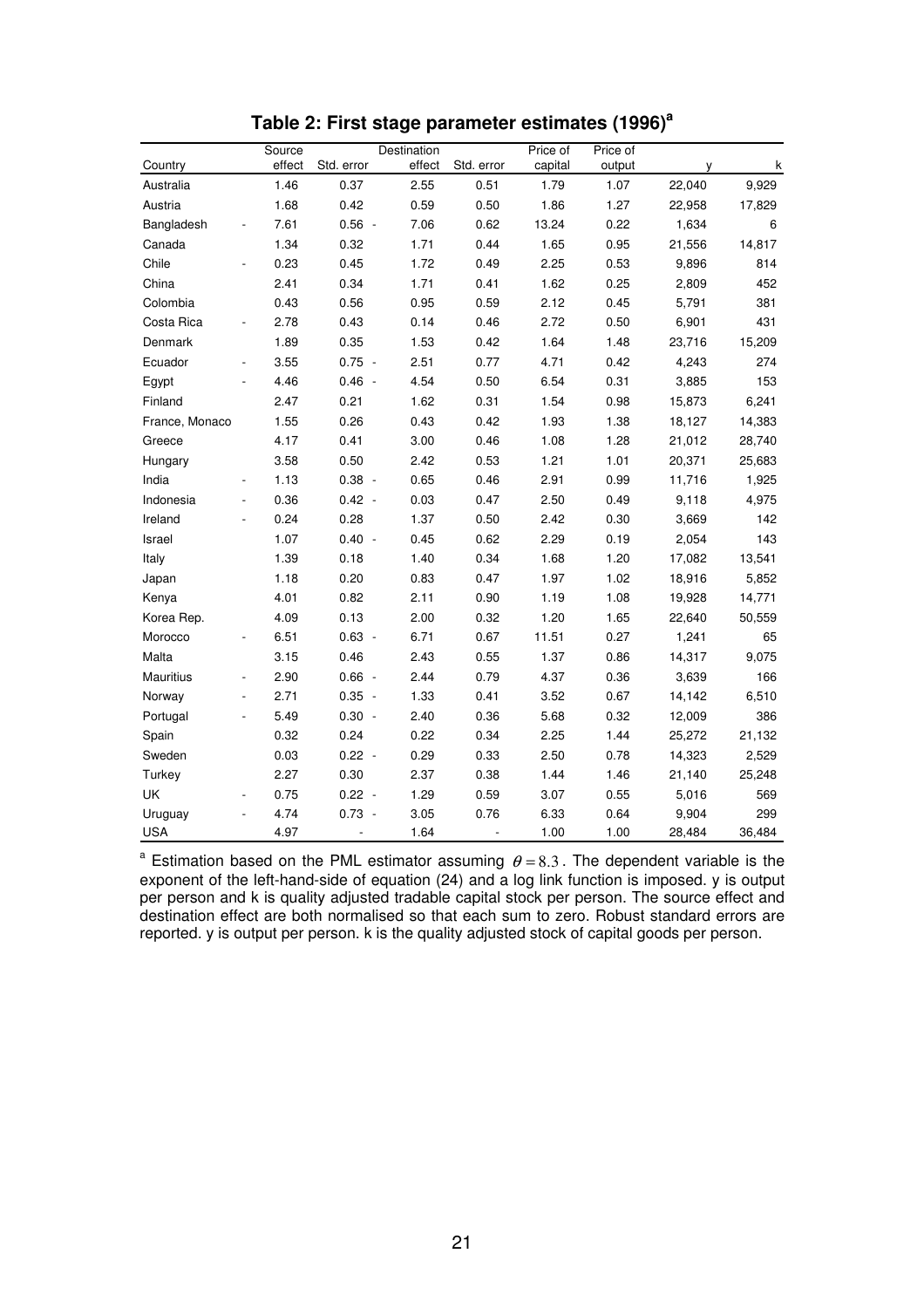## Table 2: First stage parameter estimates (1996)[a]

| Country | Source effect | Std. error | Destination effect | Std. error | Price of capital | Price of output | y | k |
|---|---|---|---|---|---|---|---|---|
| Australia | 1.46 | 0.37 | 2.55 | 0.51 | 1.79 | 1.07 | 22,040 | 9,929 |
| Austria | 1.68 | 0.42 | 0.59 | 0.50 | 1.86 | 1.27 | 22,958 | 17,829 |
| Bangladesh | -7.61 | 0.56 | -7.06 | 0.62 | 13.24 | 0.22 | 1,634 | 6 |
| Canada | 1.34 | 0.32 | 1.71 | 0.44 | 1.65 | 0.95 | 21,556 | 14,817 |
| Chile | -0.23 | 0.45 | 1.72 | 0.49 | 2.25 | 0.53 | 9,896 | 814 |
| China | 2.41 | 0.34 | 1.71 | 0.41 | 1.62 | 0.25 | 2,809 | 452 |
| Colombia | 0.43 | 0.56 | 0.95 | 0.59 | 2.12 | 0.45 | 5,791 | 381 |
| Costa Rica | -2.78 | 0.43 | 0.14 | 0.46 | 2.72 | 0.50 | 6,901 | 431 |
| Denmark | 1.89 | 0.35 | 1.53 | 0.42 | 1.64 | 1.48 | 23,716 | 15,209 |
| Ecuador | -3.55 | 0.75 | -2.51 | 0.77 | 4.71 | 0.42 | 4,243 | 274 |
| Egypt | -4.46 | 0.46 | -4.54 | 0.50 | 6.54 | 0.31 | 3,885 | 153 |
| Finland | 2.47 | 0.21 | 1.62 | 0.31 | 1.54 | 0.98 | 15,873 | 6,241 |
| France, Monaco | 1.55 | 0.26 | 0.43 | 0.42 | 1.93 | 1.38 | 18,127 | 14,383 |
| Greece | 4.17 | 0.41 | 3.00 | 0.46 | 1.08 | 1.28 | 21,012 | 28,740 |
| Hungary | 3.58 | 0.50 | 2.42 | 0.53 | 1.21 | 1.01 | 20,371 | 25,683 |
| India | -1.13 | 0.38 | -0.65 | 0.46 | 2.91 | 0.99 | 11,716 | 1,925 |
| Indonesia | -0.36 | 0.42 | -0.03 | 0.47 | 2.50 | 0.49 | 9,118 | 4,975 |
| Ireland | -0.24 | 0.28 | 1.37 | 0.50 | 2.42 | 0.30 | 3,669 | 142 |
| Israel | 1.07 | 0.40 | -0.45 | 0.62 | 2.29 | 0.19 | 2,054 | 143 |
| Italy | 1.39 | 0.18 | 1.40 | 0.34 | 1.68 | 1.20 | 17,082 | 13,541 |
| Japan | 1.18 | 0.20 | 0.83 | 0.47 | 1.97 | 1.02 | 18,916 | 5,852 |
| Kenya | 4.01 | 0.82 | 2.11 | 0.90 | 1.19 | 1.08 | 19,928 | 14,771 |
| Korea Rep. | 4.09 | 0.13 | 2.00 | 0.32 | 1.20 | 1.65 | 22,640 | 50,559 |
| Morocco | -6.51 | 0.63 | -6.71 | 0.67 | 11.51 | 0.27 | 1,241 | 65 |
| Malta | 3.15 | 0.46 | 2.43 | 0.55 | 1.37 | 0.86 | 14,317 | 9,075 |
| Mauritius | -2.90 | 0.66 | -2.44 | 0.79 | 4.37 | 0.36 | 3,639 | 166 |
| Norway | -2.71 | 0.35 | -1.33 | 0.41 | 3.52 | 0.67 | 14,142 | 6,510 |
| Portugal | -5.49 | 0.30 | -2.40 | 0.36 | 5.68 | 0.32 | 12,009 | 386 |
| Spain | 0.32 | 0.24 | 0.22 | 0.34 | 2.25 | 1.44 | 25,272 | 21,132 |
| Sweden | 0.03 | 0.22 | -0.29 | 0.33 | 2.50 | 0.78 | 14,323 | 2,529 |
| Turkey | 2.27 | 0.30 | 2.37 | 0.38 | 1.44 | 1.46 | 21,140 | 25,248 |
| UK | -0.75 | 0.22 | -1.29 | 0.59 | 3.07 | 0.55 | 5,016 | 569 |
| Uruguay | -4.74 | 0.73 | -3.05 | 0.76 | 6.33 | 0.64 | 9,904 | 299 |
| USA | 4.97 | - | 1.64 | - | 1.00 | 1.00 | 28,484 | 36,484 |

[a] Estimation based on the PML estimator assuming $\theta = 8.3$. The dependent variable is the exponent of the left-hand-side of equation (24) and a log link function is imposed. y is output per person and k is quality adjusted tradable capital stock per person. The source effect and destination effect are both normalised so that each sum to zero. Robust standard errors are reported. y is output per person. k is the quality adjusted stock of capital goods per person.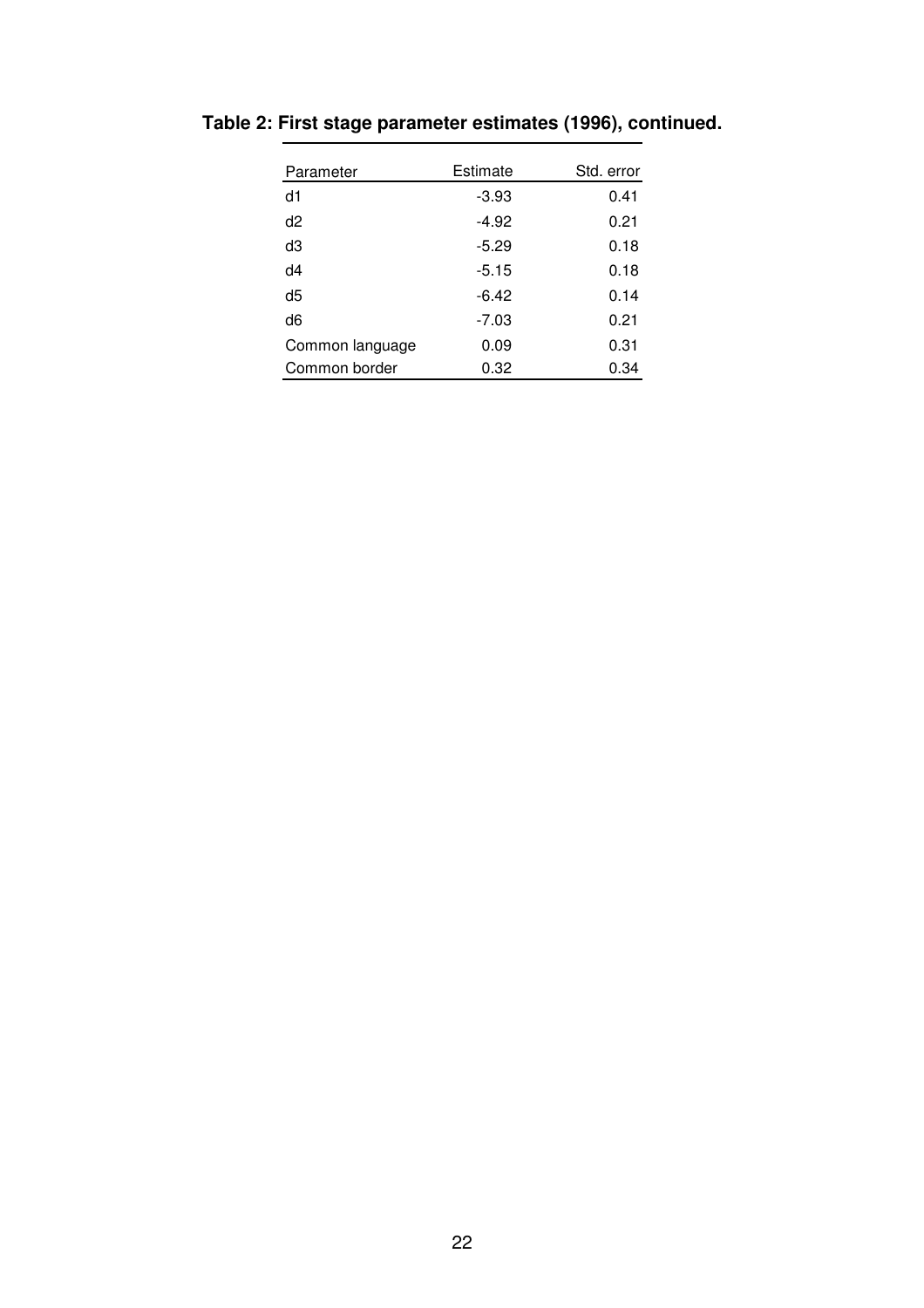**Table 2: First stage parameter estimates (1996), continued.**

| Parameter | Estimate | Std. error |
|---|---|---|
| d1 | -3.93 | 0.41 |
| d2 | -4.92 | 0.21 |
| d3 | -5.29 | 0.18 |
| d4 | -5.15 | 0.18 |
| d5 | -6.42 | 0.14 |
| d6 | -7.03 | 0.21 |
| Common language | 0.09 | 0.31 |
| Common border | 0.32 | 0.34 |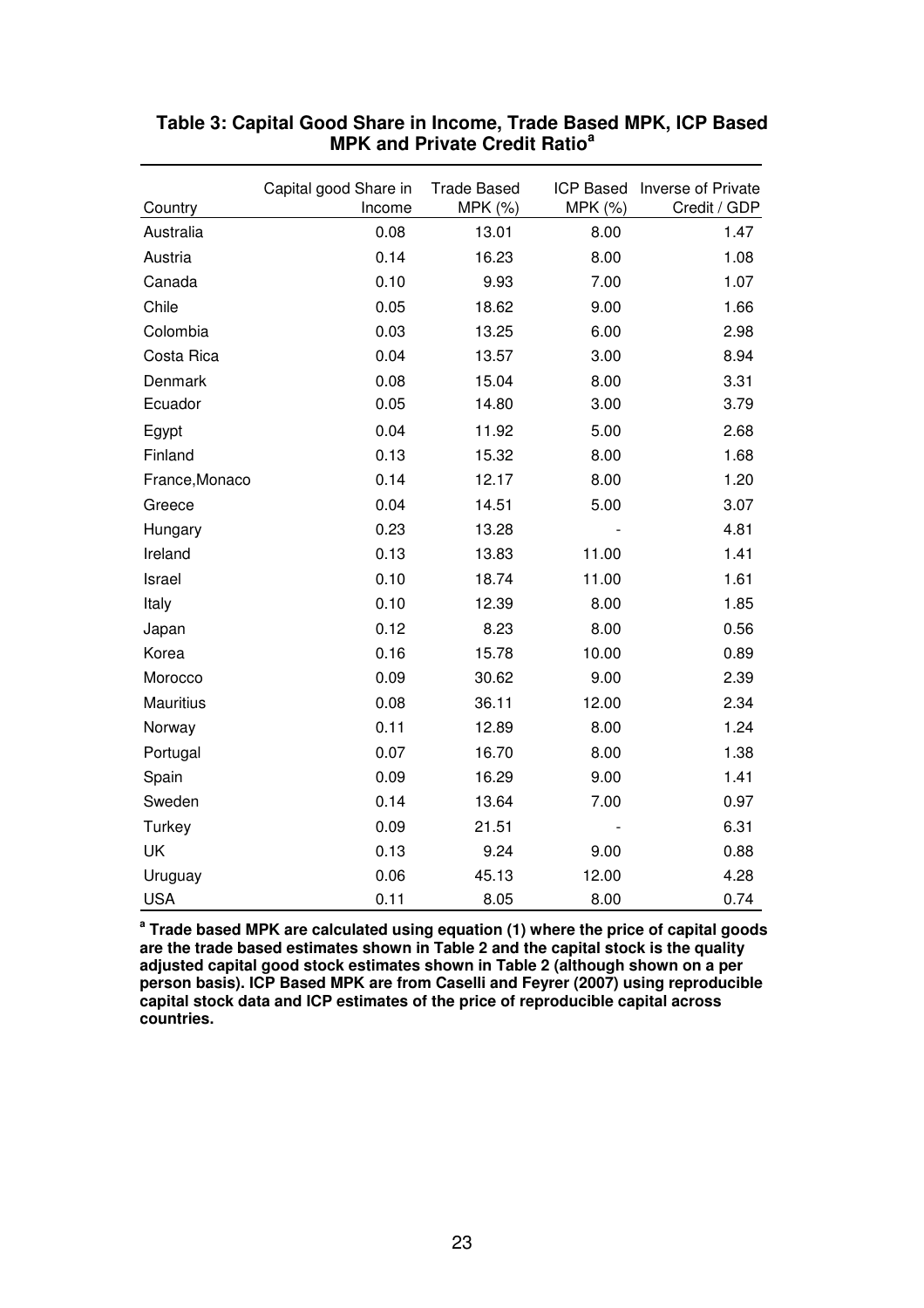**Table 3: Capital Good Share in Income, Trade Based MPK, ICP Based MPK and Private Credit Ratio[a]**

| Country | Capital good Share in Income | Trade Based MPK (%) | ICP Based MPK (%) | Inverse of Private Credit / GDP |
|---|---|---|---|---|
| Australia | 0.08 | 13.01 | 8.00 | 1.47 |
| Austria | 0.14 | 16.23 | 8.00 | 1.08 |
| Canada | 0.10 | 9.93 | 7.00 | 1.07 |
| Chile | 0.05 | 18.62 | 9.00 | 1.66 |
| Colombia | 0.03 | 13.25 | 6.00 | 2.98 |
| Costa Rica | 0.04 | 13.57 | 3.00 | 8.94 |
| Denmark | 0.08 | 15.04 | 8.00 | 3.31 |
| Ecuador | 0.05 | 14.80 | 3.00 | 3.79 |
| Egypt | 0.04 | 11.92 | 5.00 | 2.68 |
| Finland | 0.13 | 15.32 | 8.00 | 1.68 |
| France,Monaco | 0.14 | 12.17 | 8.00 | 1.20 |
| Greece | 0.04 | 14.51 | 5.00 | 3.07 |
| Hungary | 0.23 | 13.28 | - | 4.81 |
| Ireland | 0.13 | 13.83 | 11.00 | 1.41 |
| Israel | 0.10 | 18.74 | 11.00 | 1.61 |
| Italy | 0.10 | 12.39 | 8.00 | 1.85 |
| Japan | 0.12 | 8.23 | 8.00 | 0.56 |
| Korea | 0.16 | 15.78 | 10.00 | 0.89 |
| Morocco | 0.09 | 30.62 | 9.00 | 2.39 |
| Mauritius | 0.08 | 36.11 | 12.00 | 2.34 |
| Norway | 0.11 | 12.89 | 8.00 | 1.24 |
| Portugal | 0.07 | 16.70 | 8.00 | 1.38 |
| Spain | 0.09 | 16.29 | 9.00 | 1.41 |
| Sweden | 0.14 | 13.64 | 7.00 | 0.97 |
| Turkey | 0.09 | 21.51 | - | 6.31 |
| UK | 0.13 | 9.24 | 9.00 | 0.88 |
| Uruguay | 0.06 | 45.13 | 12.00 | 4.28 |
| USA | 0.11 | 8.05 | 8.00 | 0.74 |

**[a] Trade based MPK are calculated using equation (1) where the price of capital goods are the trade based estimates shown in Table 2 and the capital stock is the quality adjusted capital good stock estimates shown in Table 2 (although shown on a per person basis). ICP Based MPK are from Caselli and Feyrer (2007) using reproducible capital stock data and ICP estimates of the price of reproducible capital across countries.**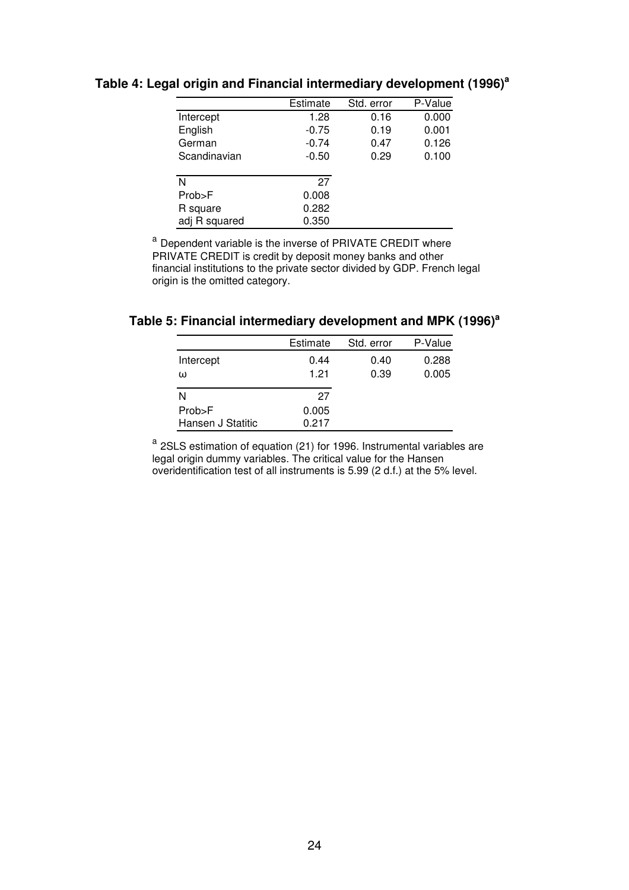### Table 4: Legal origin and Financial intermediary development (1996)[a]

| | Estimate | Std. error | P-Value |
|---|---|---|---|
| Intercept | 1.28 | 0.16 | 0.000 |
| English | -0.75 | 0.19 | 0.001 |
| German | -0.74 | 0.47 | 0.126 |
| Scandinavian | -0.50 | 0.29 | 0.100 |
| N | 27 | | |
| Prob>F | 0.008 | | |
| R square | 0.282 | | |
| adj R squared | 0.350 | | |

[a] Dependent variable is the inverse of PRIVATE CREDIT where PRIVATE CREDIT is credit by deposit money banks and other financial institutions to the private sector divided by GDP. French legal origin is the omitted category.

### Table 5: Financial intermediary development and MPK (1996)[a]

| | Estimate | Std. error | P-Value |
|---|---|---|---|
| Intercept | 0.44 | 0.40 | 0.288 |
| $\omega$ | 1.21 | 0.39 | 0.005 |
| N | 27 | | |
| Prob>F | 0.005 | | |
| Hansen J Statitic | 0.217 | | |

[a] 2SLS estimation of equation (21) for 1996. Instrumental variables are legal origin dummy variables. The critical value for the Hansen overidentification test of all instruments is 5.99 (2 d.f.) at the 5% level.